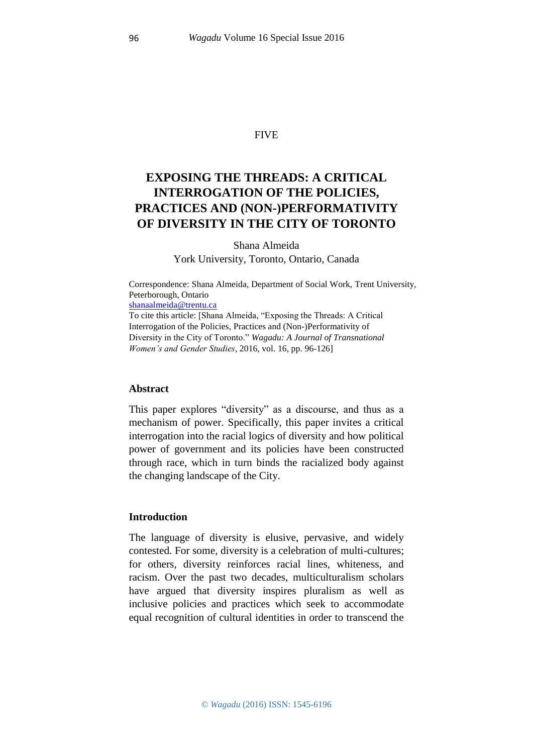FIVE

# EXPOSING THE THREADS: A CRITICAL INTERROGATION OF THE POLICIES, PRACTICES AND (NON-)PERFORMATIVITY OF DIVERSITY IN THE CITY OF TORONTO

Shana Almeida
York University, Toronto, Ontario, Canada

Correspondence: Shana Almeida, Department of Social Work, Trent University, Peterborough, Ontario
shanaalmeida@trentu.ca
To cite this article: [Shana Almeida, "Exposing the Threads: A Critical Interrogation of the Policies, Practices and (Non-)Performativity of Diversity in the City of Toronto." *Wagadu: A Journal of Transnational Women's and Gender Studies*, 2016, vol. 16, pp. 96-126]

## Abstract

This paper explores "diversity" as a discourse, and thus as a mechanism of power. Specifically, this paper invites a critical interrogation into the racial logics of diversity and how political power of government and its policies have been constructed through race, which in turn binds the racialized body against the changing landscape of the City.

## Introduction

The language of diversity is elusive, pervasive, and widely contested. For some, diversity is a celebration of multi-cultures; for others, diversity reinforces racial lines, whiteness, and racism. Over the past two decades, multiculturalism scholars have argued that diversity inspires pluralism as well as inclusive policies and practices which seek to accommodate equal recognition of cultural identities in order to transcend the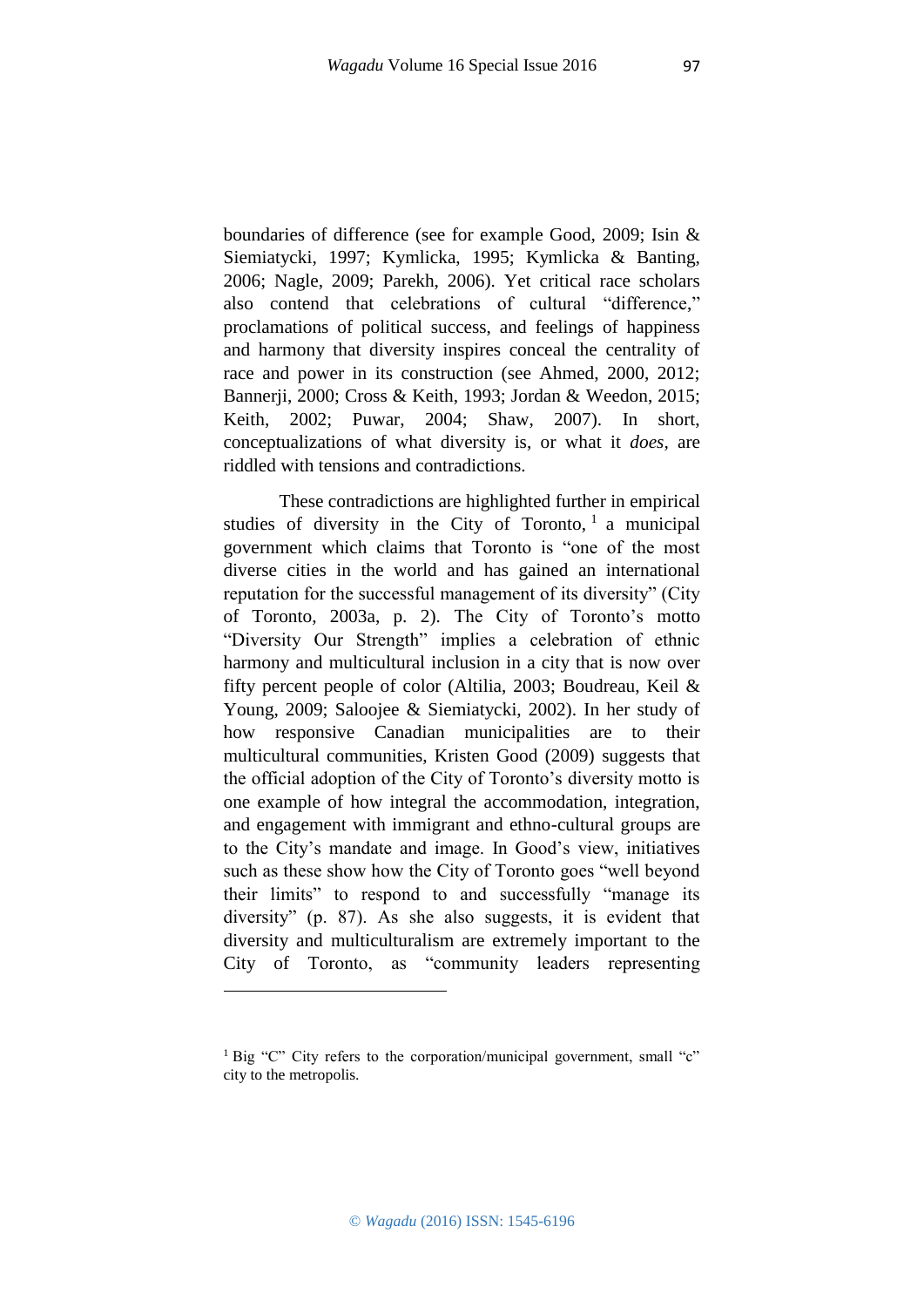boundaries of difference (see for example Good, 2009; Isin & Siemiatycki, 1997; Kymlicka, 1995; Kymlicka & Banting, 2006; Nagle, 2009; Parekh, 2006). Yet critical race scholars also contend that celebrations of cultural "difference," proclamations of political success, and feelings of happiness and harmony that diversity inspires conceal the centrality of race and power in its construction (see Ahmed, 2000, 2012; Bannerji, 2000; Cross & Keith, 1993; Jordan & Weedon, 2015; Keith, 2002; Puwar, 2004; Shaw, 2007). In short, conceptualizations of what diversity is, or what it *does*, are riddled with tensions and contradictions.

These contradictions are highlighted further in empirical studies of diversity in the City of Toronto,[1] a municipal government which claims that Toronto is "one of the most diverse cities in the world and has gained an international reputation for the successful management of its diversity" (City of Toronto, 2003a, p. 2). The City of Toronto's motto "Diversity Our Strength" implies a celebration of ethnic harmony and multicultural inclusion in a city that is now over fifty percent people of color (Altilia, 2003; Boudreau, Keil & Young, 2009; Saloojee & Siemiatycki, 2002). In her study of how responsive Canadian municipalities are to their multicultural communities, Kristen Good (2009) suggests that the official adoption of the City of Toronto's diversity motto is one example of how integral the accommodation, integration, and engagement with immigrant and ethno-cultural groups are to the City's mandate and image. In Good's view, initiatives such as these show how the City of Toronto goes "well beyond their limits" to respond to and successfully "manage its diversity" (p. 87). As she also suggests, it is evident that diversity and multiculturalism are extremely important to the City of Toronto, as "community leaders representing

---

[1] Big "C" City refers to the corporation/municipal government, small "c" city to the metropolis.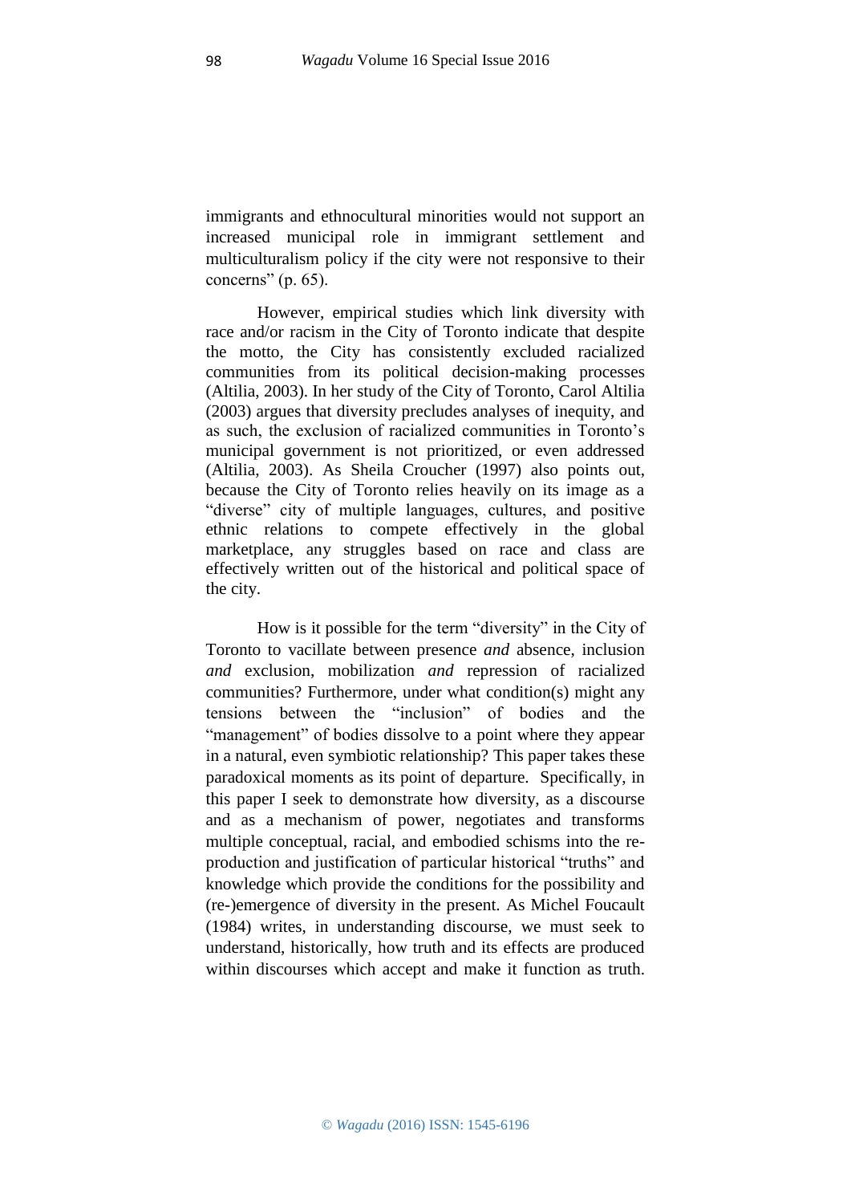immigrants and ethnocultural minorities would not support an increased municipal role in immigrant settlement and multiculturalism policy if the city were not responsive to their concerns" (p. 65).

However, empirical studies which link diversity with race and/or racism in the City of Toronto indicate that despite the motto, the City has consistently excluded racialized communities from its political decision-making processes (Altilia, 2003). In her study of the City of Toronto, Carol Altilia (2003) argues that diversity precludes analyses of inequity, and as such, the exclusion of racialized communities in Toronto's municipal government is not prioritized, or even addressed (Altilia, 2003). As Sheila Croucher (1997) also points out, because the City of Toronto relies heavily on its image as a "diverse" city of multiple languages, cultures, and positive ethnic relations to compete effectively in the global marketplace, any struggles based on race and class are effectively written out of the historical and political space of the city.

How is it possible for the term "diversity" in the City of Toronto to vacillate between presence *and* absence, inclusion *and* exclusion, mobilization *and* repression of racialized communities? Furthermore, under what condition(s) might any tensions between the "inclusion" of bodies and the "management" of bodies dissolve to a point where they appear in a natural, even symbiotic relationship? This paper takes these paradoxical moments as its point of departure. Specifically, in this paper I seek to demonstrate how diversity, as a discourse and as a mechanism of power, negotiates and transforms multiple conceptual, racial, and embodied schisms into the re-production and justification of particular historical "truths" and knowledge which provide the conditions for the possibility and (re-)emergence of diversity in the present. As Michel Foucault (1984) writes, in understanding discourse, we must seek to understand, historically, how truth and its effects are produced within discourses which accept and make it function as truth.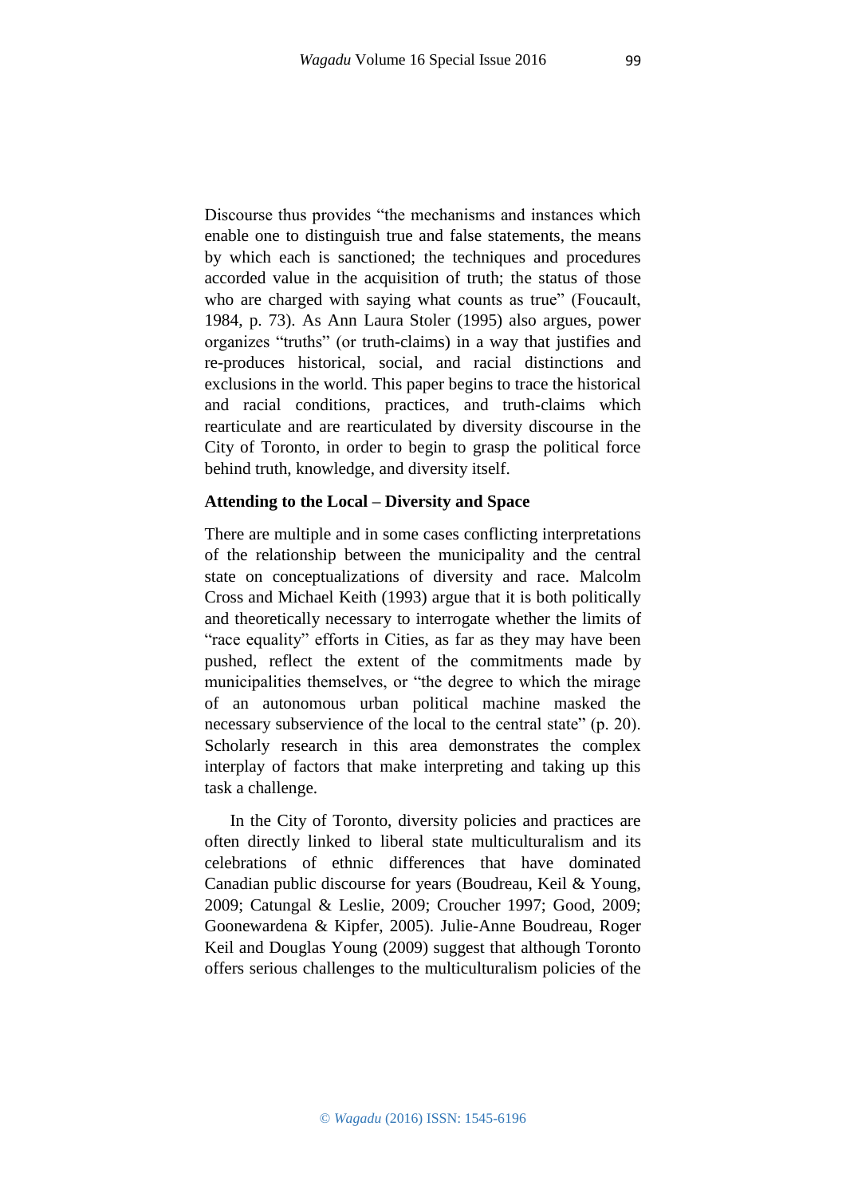Discourse thus provides "the mechanisms and instances which enable one to distinguish true and false statements, the means by which each is sanctioned; the techniques and procedures accorded value in the acquisition of truth; the status of those who are charged with saying what counts as true" (Foucault, 1984, p. 73). As Ann Laura Stoler (1995) also argues, power organizes "truths" (or truth-claims) in a way that justifies and re-produces historical, social, and racial distinctions and exclusions in the world. This paper begins to trace the historical and racial conditions, practices, and truth-claims which rearticulate and are rearticulated by diversity discourse in the City of Toronto, in order to begin to grasp the political force behind truth, knowledge, and diversity itself.

**Attending to the Local – Diversity and Space**

There are multiple and in some cases conflicting interpretations of the relationship between the municipality and the central state on conceptualizations of diversity and race. Malcolm Cross and Michael Keith (1993) argue that it is both politically and theoretically necessary to interrogate whether the limits of "race equality" efforts in Cities, as far as they may have been pushed, reflect the extent of the commitments made by municipalities themselves, or "the degree to which the mirage of an autonomous urban political machine masked the necessary subservience of the local to the central state" (p. 20). Scholarly research in this area demonstrates the complex interplay of factors that make interpreting and taking up this task a challenge.

In the City of Toronto, diversity policies and practices are often directly linked to liberal state multiculturalism and its celebrations of ethnic differences that have dominated Canadian public discourse for years (Boudreau, Keil & Young, 2009; Catungal & Leslie, 2009; Croucher 1997; Good, 2009; Goonewardena & Kipfer, 2005). Julie-Anne Boudreau, Roger Keil and Douglas Young (2009) suggest that although Toronto offers serious challenges to the multiculturalism policies of the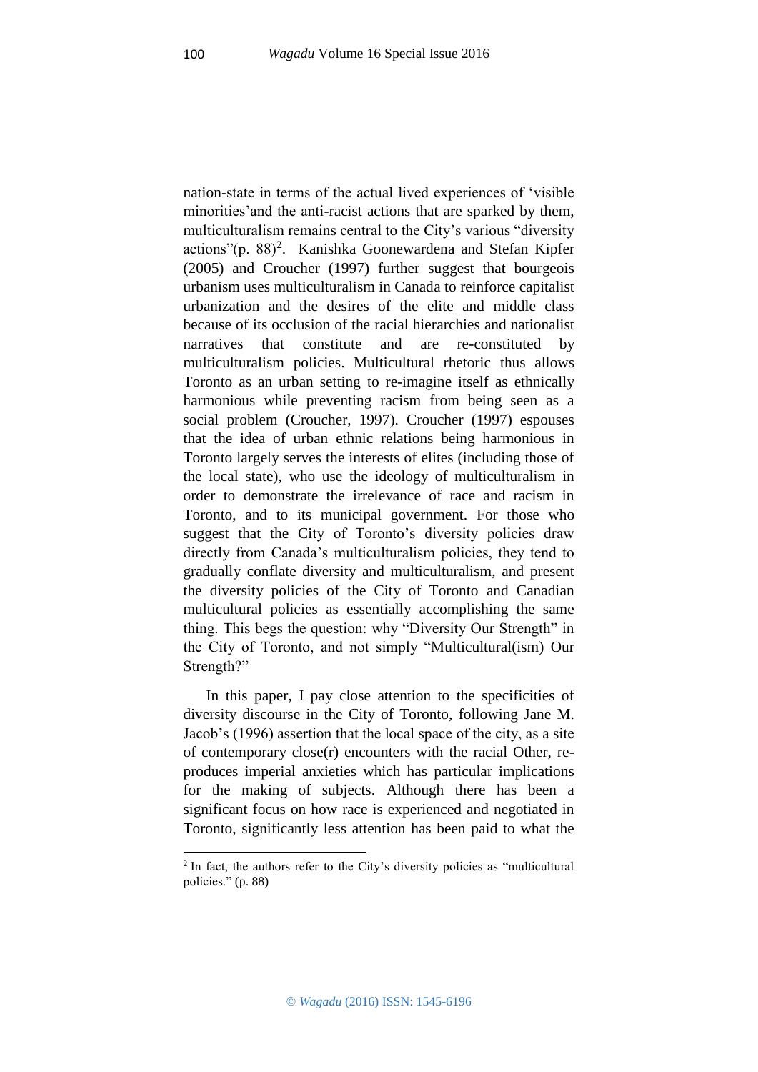nation-state in terms of the actual lived experiences of 'visible minorities'and the anti-racist actions that are sparked by them, multiculturalism remains central to the City's various "diversity actions"(p. 88)[2]. Kanishka Goonewardena and Stefan Kipfer (2005) and Croucher (1997) further suggest that bourgeois urbanism uses multiculturalism in Canada to reinforce capitalist urbanization and the desires of the elite and middle class because of its occlusion of the racial hierarchies and nationalist narratives that constitute and are re-constituted by multiculturalism policies. Multicultural rhetoric thus allows Toronto as an urban setting to re-imagine itself as ethnically harmonious while preventing racism from being seen as a social problem (Croucher, 1997). Croucher (1997) espouses that the idea of urban ethnic relations being harmonious in Toronto largely serves the interests of elites (including those of the local state), who use the ideology of multiculturalism in order to demonstrate the irrelevance of race and racism in Toronto, and to its municipal government. For those who suggest that the City of Toronto's diversity policies draw directly from Canada's multiculturalism policies, they tend to gradually conflate diversity and multiculturalism, and present the diversity policies of the City of Toronto and Canadian multicultural policies as essentially accomplishing the same thing. This begs the question: why "Diversity Our Strength" in the City of Toronto, and not simply "Multicultural(ism) Our Strength?"

In this paper, I pay close attention to the specificities of diversity discourse in the City of Toronto, following Jane M. Jacob's (1996) assertion that the local space of the city, as a site of contemporary close(r) encounters with the racial Other, re-produces imperial anxieties which has particular implications for the making of subjects. Although there has been a significant focus on how race is experienced and negotiated in Toronto, significantly less attention has been paid to what the

[2] In fact, the authors refer to the City's diversity policies as "multicultural policies." (p. 88)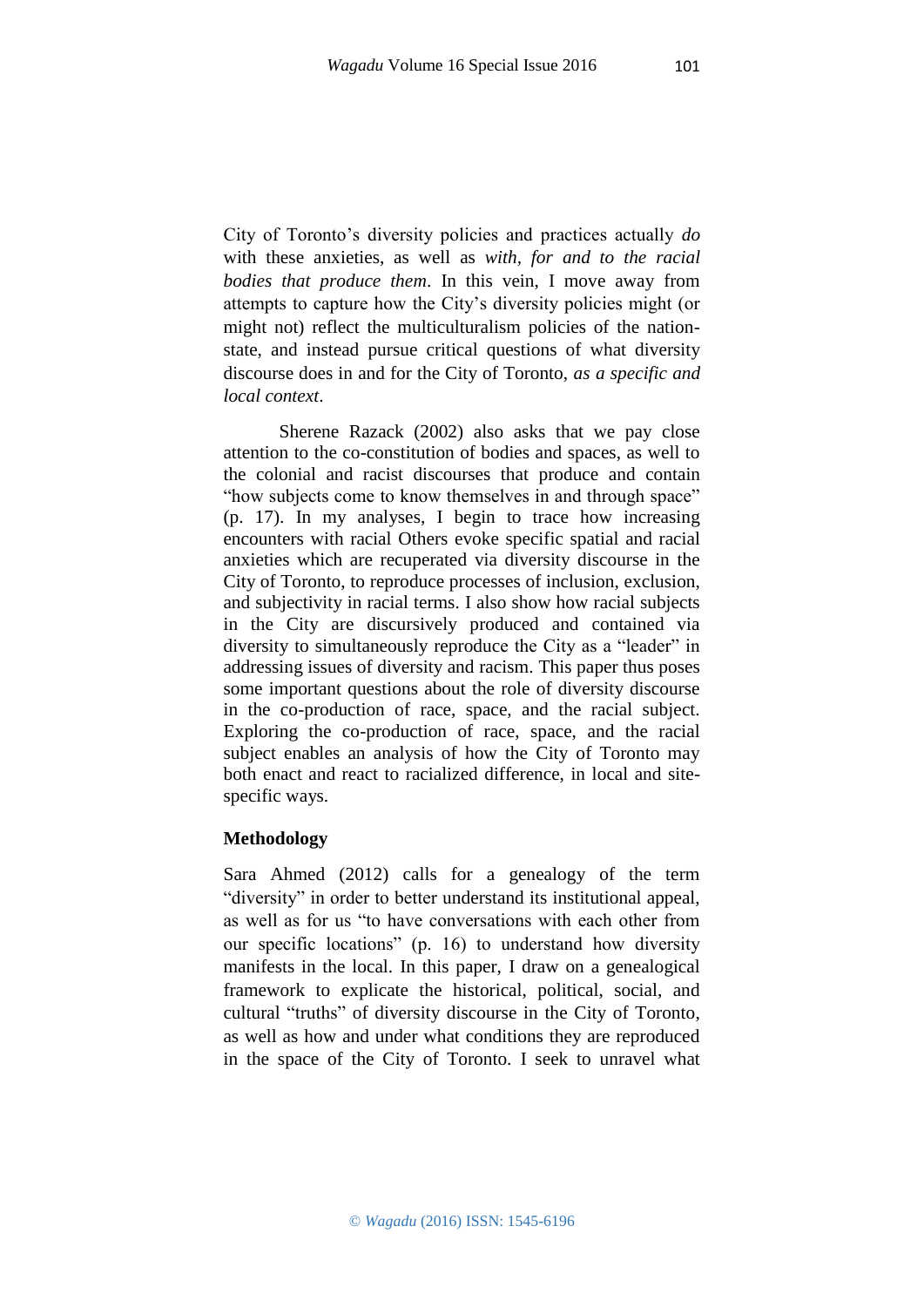City of Toronto's diversity policies and practices actually *do* with these anxieties, as well as *with, for and to the racial bodies that produce them*. In this vein, I move away from attempts to capture how the City's diversity policies might (or might not) reflect the multiculturalism policies of the nation-state, and instead pursue critical questions of what diversity discourse does in and for the City of Toronto, *as a specific and local context*.

Sherene Razack (2002) also asks that we pay close attention to the co-constitution of bodies and spaces, as well to the colonial and racist discourses that produce and contain "how subjects come to know themselves in and through space" (p. 17). In my analyses, I begin to trace how increasing encounters with racial Others evoke specific spatial and racial anxieties which are recuperated via diversity discourse in the City of Toronto, to reproduce processes of inclusion, exclusion, and subjectivity in racial terms. I also show how racial subjects in the City are discursively produced and contained via diversity to simultaneously reproduce the City as a "leader" in addressing issues of diversity and racism. This paper thus poses some important questions about the role of diversity discourse in the co-production of race, space, and the racial subject. Exploring the co-production of race, space, and the racial subject enables an analysis of how the City of Toronto may both enact and react to racialized difference, in local and site-specific ways.

## Methodology

Sara Ahmed (2012) calls for a genealogy of the term "diversity" in order to better understand its institutional appeal, as well as for us "to have conversations with each other from our specific locations" (p. 16) to understand how diversity manifests in the local. In this paper, I draw on a genealogical framework to explicate the historical, political, social, and cultural "truths" of diversity discourse in the City of Toronto, as well as how and under what conditions they are reproduced in the space of the City of Toronto. I seek to unravel what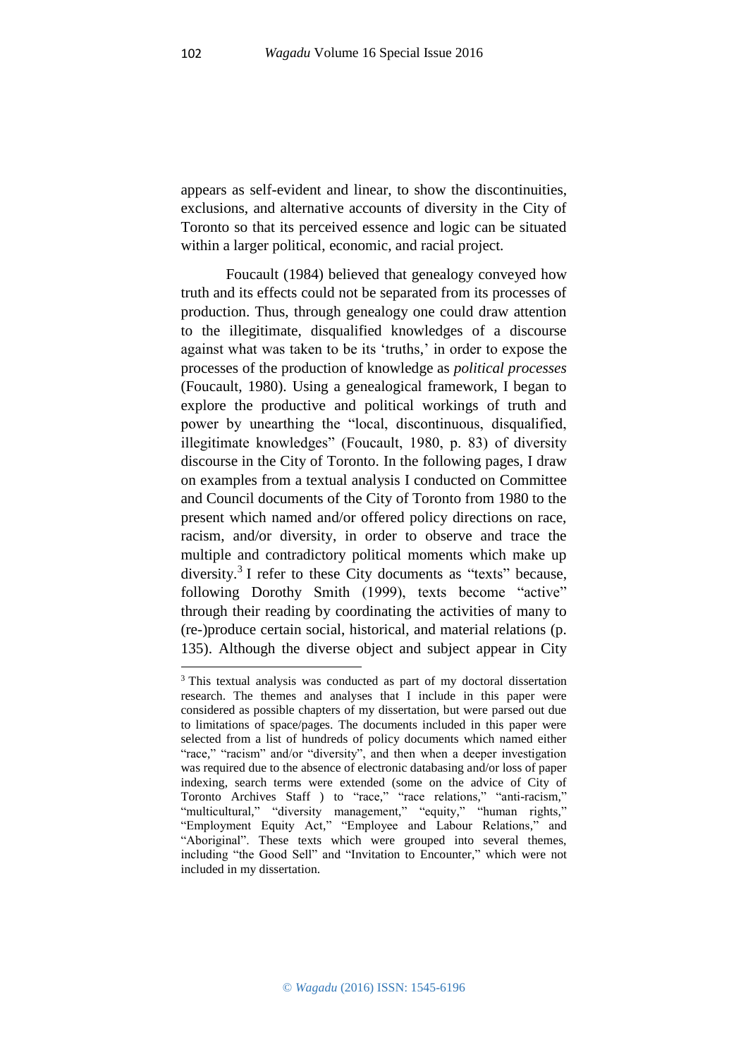appears as self-evident and linear, to show the discontinuities, exclusions, and alternative accounts of diversity in the City of Toronto so that its perceived essence and logic can be situated within a larger political, economic, and racial project.

Foucault (1984) believed that genealogy conveyed how truth and its effects could not be separated from its processes of production. Thus, through genealogy one could draw attention to the illegitimate, disqualified knowledges of a discourse against what was taken to be its 'truths,' in order to expose the processes of the production of knowledge as *political processes* (Foucault, 1980). Using a genealogical framework, I began to explore the productive and political workings of truth and power by unearthing the "local, discontinuous, disqualified, illegitimate knowledges" (Foucault, 1980, p. 83) of diversity discourse in the City of Toronto. In the following pages, I draw on examples from a textual analysis I conducted on Committee and Council documents of the City of Toronto from 1980 to the present which named and/or offered policy directions on race, racism, and/or diversity, in order to observe and trace the multiple and contradictory political moments which make up diversity.[3] I refer to these City documents as "texts" because, following Dorothy Smith (1999), texts become "active" through their reading by coordinating the activities of many to (re-)produce certain social, historical, and material relations (p. 135). Although the diverse object and subject appear in City

[3] This textual analysis was conducted as part of my doctoral dissertation research. The themes and analyses that I include in this paper were considered as possible chapters of my dissertation, but were parsed out due to limitations of space/pages. The documents included in this paper were selected from a list of hundreds of policy documents which named either "race," "racism" and/or "diversity", and then when a deeper investigation was required due to the absence of electronic databasing and/or loss of paper indexing, search terms were extended (some on the advice of City of Toronto Archives Staff ) to "race," "race relations," "anti-racism," "multicultural," "diversity management," "equity," "human rights," "Employment Equity Act," "Employee and Labour Relations," and "Aboriginal". These texts which were grouped into several themes, including "the Good Sell" and "Invitation to Encounter," which were not included in my dissertation.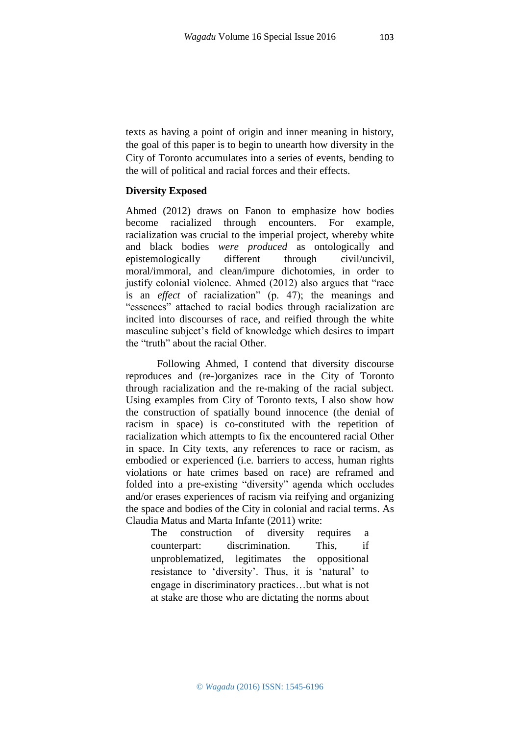texts as having a point of origin and inner meaning in history, the goal of this paper is to begin to unearth how diversity in the City of Toronto accumulates into a series of events, bending to the will of political and racial forces and their effects.

**Diversity Exposed**

Ahmed (2012) draws on Fanon to emphasize how bodies become racialized through encounters. For example, racialization was crucial to the imperial project, whereby white and black bodies *were produced* as ontologically and epistemologically different through civil/uncivil, moral/immoral, and clean/impure dichotomies, in order to justify colonial violence. Ahmed (2012) also argues that "race is an *effect* of racialization" (p. 47); the meanings and "essences" attached to racial bodies through racialization are incited into discourses of race, and reified through the white masculine subject's field of knowledge which desires to impart the "truth" about the racial Other.

Following Ahmed, I contend that diversity discourse reproduces and (re-)organizes race in the City of Toronto through racialization and the re-making of the racial subject. Using examples from City of Toronto texts, I also show how the construction of spatially bound innocence (the denial of racism in space) is co-constituted with the repetition of racialization which attempts to fix the encountered racial Other in space. In City texts, any references to race or racism, as embodied or experienced (i.e. barriers to access, human rights violations or hate crimes based on race) are reframed and folded into a pre-existing "diversity" agenda which occludes and/or erases experiences of racism via reifying and organizing the space and bodies of the City in colonial and racial terms. As Claudia Matus and Marta Infante (2011) write:

> The construction of diversity requires a counterpart: discrimination. This, if unproblematized, legitimates the oppositional resistance to 'diversity'. Thus, it is 'natural' to engage in discriminatory practices…but what is not at stake are those who are dictating the norms about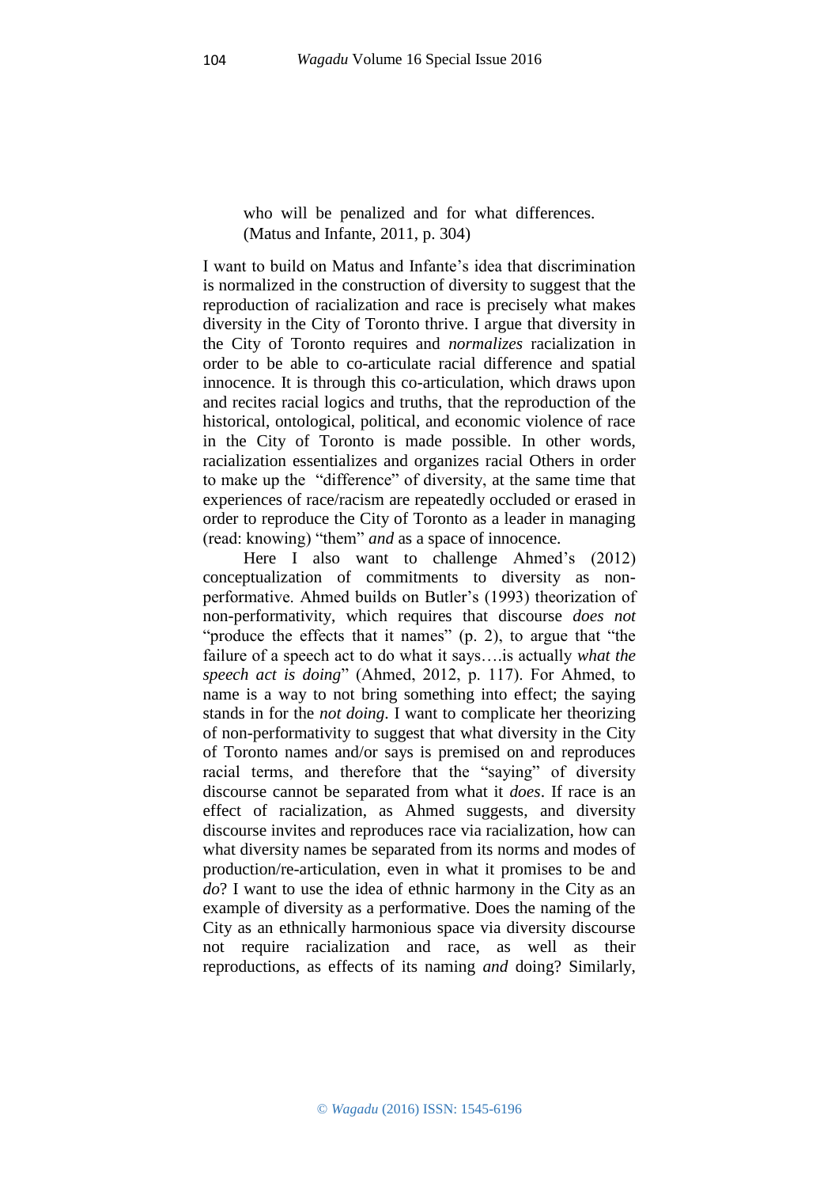> who will be penalized and for what differences. (Matus and Infante, 2011, p. 304)

I want to build on Matus and Infante's idea that discrimination is normalized in the construction of diversity to suggest that the reproduction of racialization and race is precisely what makes diversity in the City of Toronto thrive. I argue that diversity in the City of Toronto requires and *normalizes* racialization in order to be able to co-articulate racial difference and spatial innocence. It is through this co-articulation, which draws upon and recites racial logics and truths, that the reproduction of the historical, ontological, political, and economic violence of race in the City of Toronto is made possible. In other words, racialization essentializes and organizes racial Others in order to make up the "difference" of diversity, at the same time that experiences of race/racism are repeatedly occluded or erased in order to reproduce the City of Toronto as a leader in managing (read: knowing) "them" *and* as a space of innocence.

Here I also want to challenge Ahmed's (2012) conceptualization of commitments to diversity as non-performative. Ahmed builds on Butler's (1993) theorization of non-performativity, which requires that discourse *does not* "produce the effects that it names" (p. 2), to argue that "the failure of a speech act to do what it says….is actually *what the speech act is doing*" (Ahmed, 2012, p. 117). For Ahmed, to name is a way to not bring something into effect; the saying stands in for the *not doing*. I want to complicate her theorizing of non-performativity to suggest that what diversity in the City of Toronto names and/or says is premised on and reproduces racial terms, and therefore that the "saying" of diversity discourse cannot be separated from what it *does*. If race is an effect of racialization, as Ahmed suggests, and diversity discourse invites and reproduces race via racialization, how can what diversity names be separated from its norms and modes of production/re-articulation, even in what it promises to be and *do*? I want to use the idea of ethnic harmony in the City as an example of diversity as a performative. Does the naming of the City as an ethnically harmonious space via diversity discourse not require racialization and race, as well as their reproductions, as effects of its naming *and* doing? Similarly,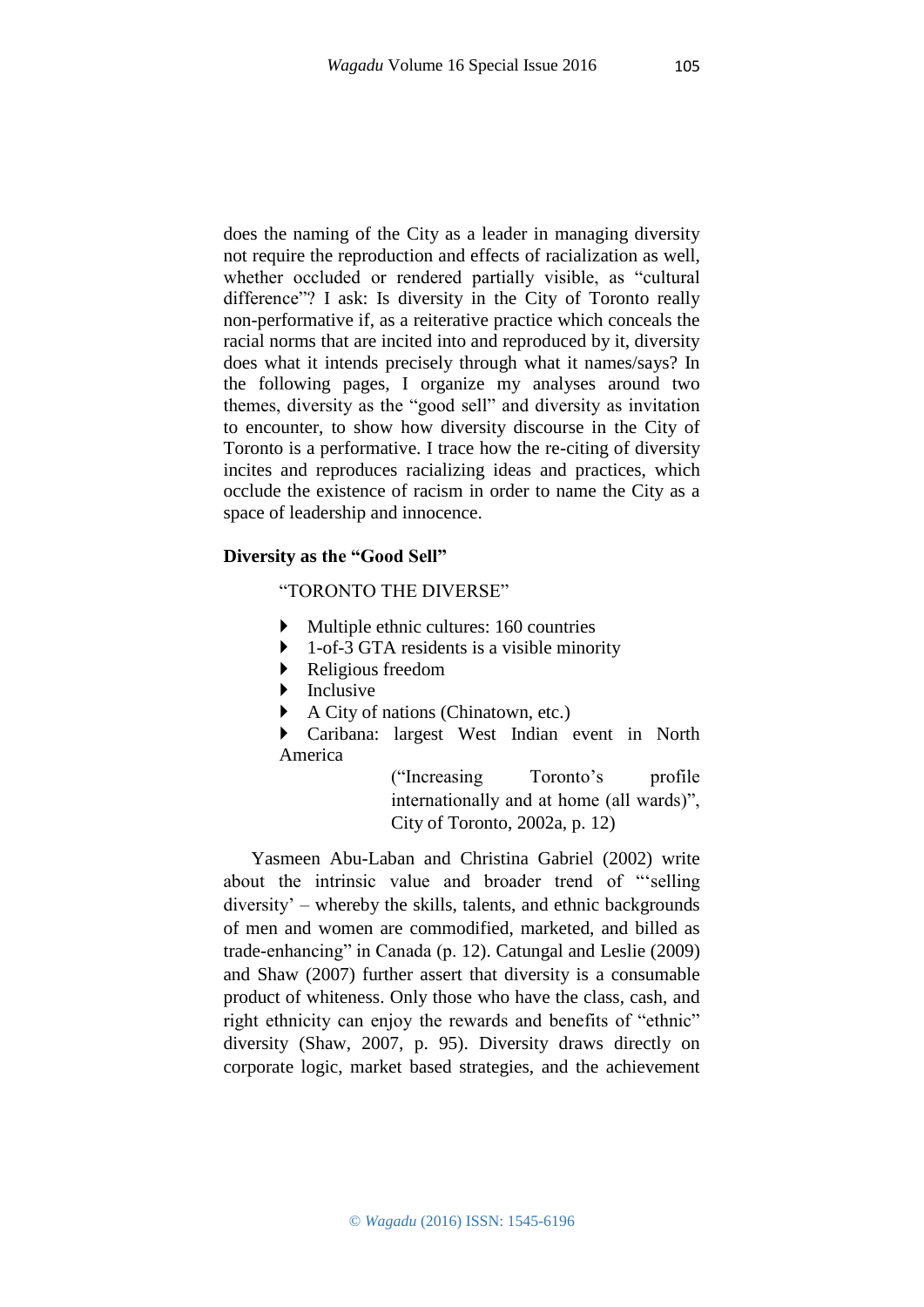does the naming of the City as a leader in managing diversity not require the reproduction and effects of racialization as well, whether occluded or rendered partially visible, as "cultural difference"? I ask: Is diversity in the City of Toronto really non-performative if, as a reiterative practice which conceals the racial norms that are incited into and reproduced by it, diversity does what it intends precisely through what it names/says? In the following pages, I organize my analyses around two themes, diversity as the "good sell" and diversity as invitation to encounter, to show how diversity discourse in the City of Toronto is a performative. I trace how the re-citing of diversity incites and reproduces racializing ideas and practices, which occlude the existence of racism in order to name the City as a space of leadership and innocence.

## Diversity as the "Good Sell"

> "TORONTO THE DIVERSE"
>
> - Multiple ethnic cultures: 160 countries
> - 1-of-3 GTA residents is a visible minority
> - Religious freedom
> - Inclusive
> - A City of nations (Chinatown, etc.)
> - Caribana: largest West Indian event in North America
>
> ("Increasing Toronto's profile internationally and at home (all wards)", City of Toronto, 2002a, p. 12)

Yasmeen Abu-Laban and Christina Gabriel (2002) write about the intrinsic value and broader trend of "'selling diversity' – whereby the skills, talents, and ethnic backgrounds of men and women are commodified, marketed, and billed as trade-enhancing" in Canada (p. 12). Catungal and Leslie (2009) and Shaw (2007) further assert that diversity is a consumable product of whiteness. Only those who have the class, cash, and right ethnicity can enjoy the rewards and benefits of "ethnic" diversity (Shaw, 2007, p. 95). Diversity draws directly on corporate logic, market based strategies, and the achievement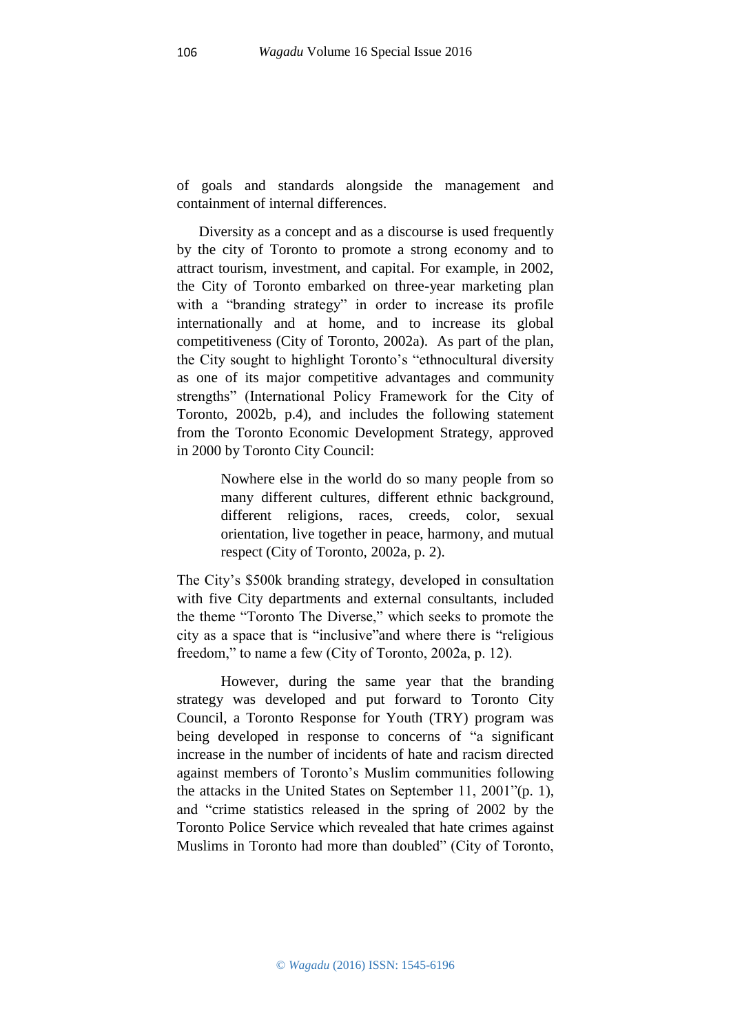of goals and standards alongside the management and containment of internal differences.

Diversity as a concept and as a discourse is used frequently by the city of Toronto to promote a strong economy and to attract tourism, investment, and capital. For example, in 2002, the City of Toronto embarked on three-year marketing plan with a "branding strategy" in order to increase its profile internationally and at home, and to increase its global competitiveness (City of Toronto, 2002a). As part of the plan, the City sought to highlight Toronto's "ethnocultural diversity as one of its major competitive advantages and community strengths" (International Policy Framework for the City of Toronto, 2002b, p.4), and includes the following statement from the Toronto Economic Development Strategy, approved in 2000 by Toronto City Council:

> Nowhere else in the world do so many people from so many different cultures, different ethnic background, different religions, races, creeds, color, sexual orientation, live together in peace, harmony, and mutual respect (City of Toronto, 2002a, p. 2).

The City's $500k branding strategy, developed in consultation with five City departments and external consultants, included the theme "Toronto The Diverse," which seeks to promote the city as a space that is "inclusive"and where there is "religious freedom," to name a few (City of Toronto, 2002a, p. 12).

However, during the same year that the branding strategy was developed and put forward to Toronto City Council, a Toronto Response for Youth (TRY) program was being developed in response to concerns of "a significant increase in the number of incidents of hate and racism directed against members of Toronto's Muslim communities following the attacks in the United States on September 11, 2001"(p. 1), and "crime statistics released in the spring of 2002 by the Toronto Police Service which revealed that hate crimes against Muslims in Toronto had more than doubled" (City of Toronto,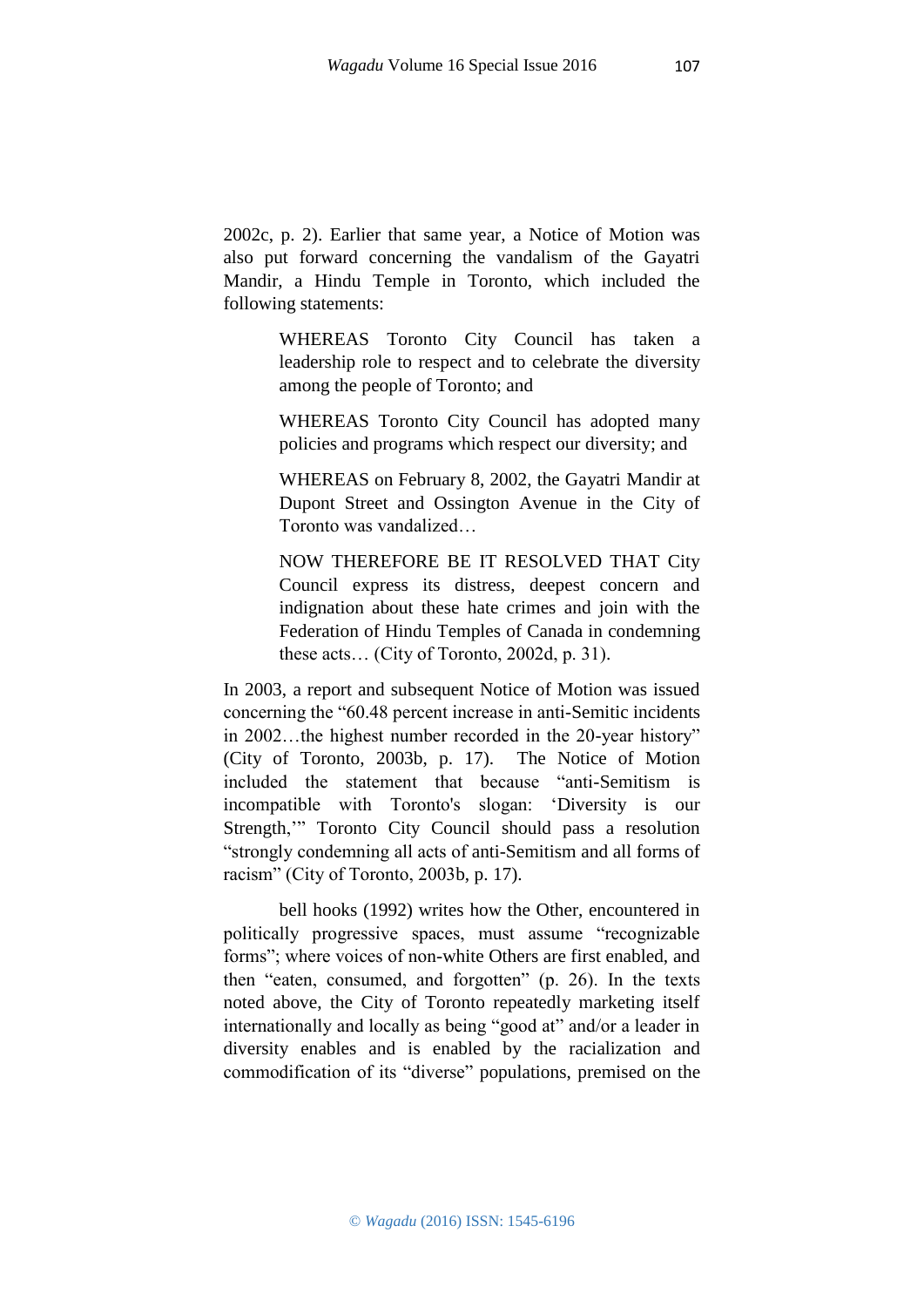2002c, p. 2). Earlier that same year, a Notice of Motion was also put forward concerning the vandalism of the Gayatri Mandir, a Hindu Temple in Toronto, which included the following statements:

> WHEREAS Toronto City Council has taken a leadership role to respect and to celebrate the diversity among the people of Toronto; and
>
> WHEREAS Toronto City Council has adopted many policies and programs which respect our diversity; and
>
> WHEREAS on February 8, 2002, the Gayatri Mandir at Dupont Street and Ossington Avenue in the City of Toronto was vandalized…
>
> NOW THEREFORE BE IT RESOLVED THAT City Council express its distress, deepest concern and indignation about these hate crimes and join with the Federation of Hindu Temples of Canada in condemning these acts… (City of Toronto, 2002d, p. 31).

In 2003, a report and subsequent Notice of Motion was issued concerning the "60.48 percent increase in anti-Semitic incidents in 2002…the highest number recorded in the 20-year history" (City of Toronto, 2003b, p. 17). The Notice of Motion included the statement that because "anti-Semitism is incompatible with Toronto's slogan: 'Diversity is our Strength,'" Toronto City Council should pass a resolution "strongly condemning all acts of anti-Semitism and all forms of racism" (City of Toronto, 2003b, p. 17).

bell hooks (1992) writes how the Other, encountered in politically progressive spaces, must assume "recognizable forms"; where voices of non-white Others are first enabled, and then "eaten, consumed, and forgotten" (p. 26). In the texts noted above, the City of Toronto repeatedly marketing itself internationally and locally as being "good at" and/or a leader in diversity enables and is enabled by the racialization and commodification of its "diverse" populations, premised on the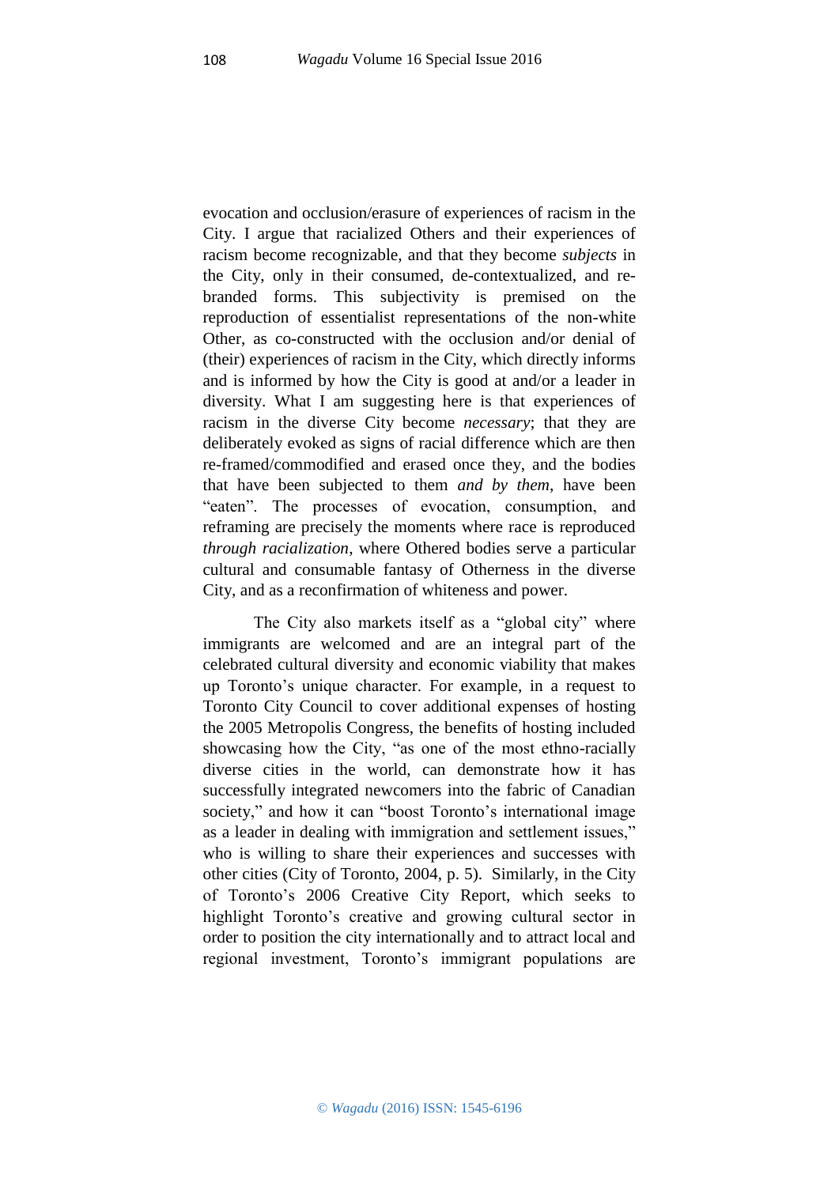evocation and occlusion/erasure of experiences of racism in the City. I argue that racialized Others and their experiences of racism become recognizable, and that they become *subjects* in the City, only in their consumed, de-contextualized, and re-branded forms. This subjectivity is premised on the reproduction of essentialist representations of the non-white Other, as co-constructed with the occlusion and/or denial of (their) experiences of racism in the City, which directly informs and is informed by how the City is good at and/or a leader in diversity. What I am suggesting here is that experiences of racism in the diverse City become *necessary*; that they are deliberately evoked as signs of racial difference which are then re-framed/commodified and erased once they, and the bodies that have been subjected to them *and by them*, have been "eaten". The processes of evocation, consumption, and reframing are precisely the moments where race is reproduced *through racialization*, where Othered bodies serve a particular cultural and consumable fantasy of Otherness in the diverse City, and as a reconfirmation of whiteness and power.

The City also markets itself as a "global city" where immigrants are welcomed and are an integral part of the celebrated cultural diversity and economic viability that makes up Toronto's unique character. For example, in a request to Toronto City Council to cover additional expenses of hosting the 2005 Metropolis Congress, the benefits of hosting included showcasing how the City, "as one of the most ethno-racially diverse cities in the world, can demonstrate how it has successfully integrated newcomers into the fabric of Canadian society," and how it can "boost Toronto's international image as a leader in dealing with immigration and settlement issues," who is willing to share their experiences and successes with other cities (City of Toronto, 2004, p. 5). Similarly, in the City of Toronto's 2006 Creative City Report, which seeks to highlight Toronto's creative and growing cultural sector in order to position the city internationally and to attract local and regional investment, Toronto's immigrant populations are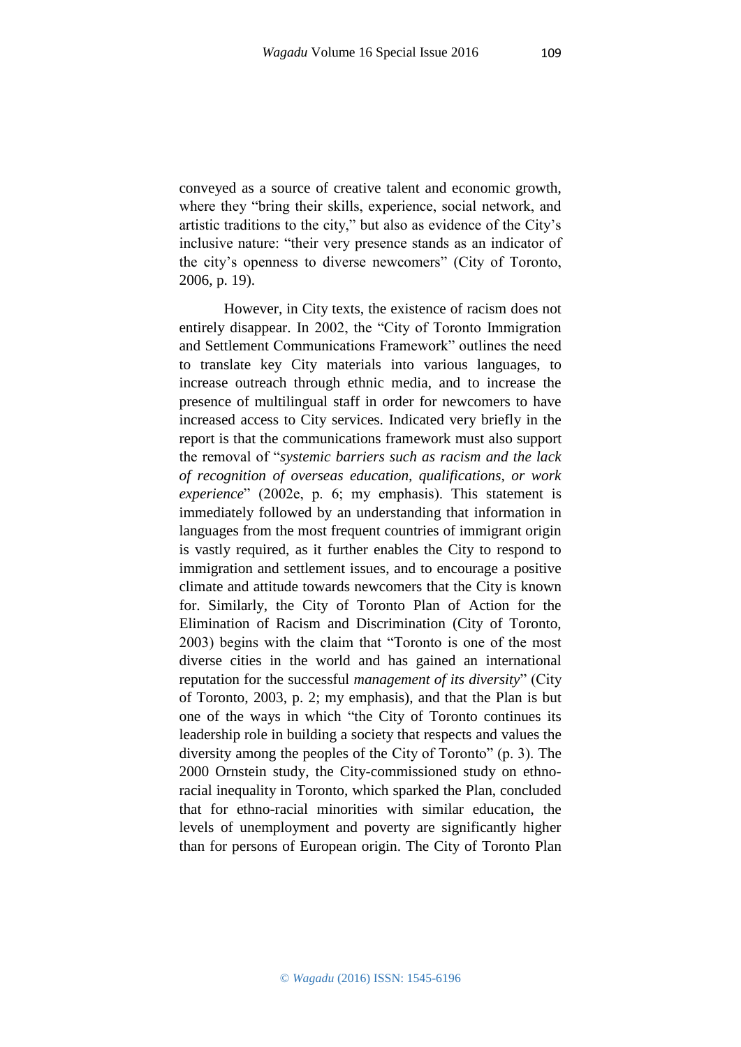conveyed as a source of creative talent and economic growth, where they "bring their skills, experience, social network, and artistic traditions to the city," but also as evidence of the City's inclusive nature: "their very presence stands as an indicator of the city's openness to diverse newcomers" (City of Toronto, 2006, p. 19).

However, in City texts, the existence of racism does not entirely disappear. In 2002, the "City of Toronto Immigration and Settlement Communications Framework" outlines the need to translate key City materials into various languages, to increase outreach through ethnic media, and to increase the presence of multilingual staff in order for newcomers to have increased access to City services. Indicated very briefly in the report is that the communications framework must also support the removal of "*systemic barriers such as racism and the lack of recognition of overseas education, qualifications, or work experience*" (2002e, p. 6; my emphasis). This statement is immediately followed by an understanding that information in languages from the most frequent countries of immigrant origin is vastly required, as it further enables the City to respond to immigration and settlement issues, and to encourage a positive climate and attitude towards newcomers that the City is known for. Similarly, the City of Toronto Plan of Action for the Elimination of Racism and Discrimination (City of Toronto, 2003) begins with the claim that "Toronto is one of the most diverse cities in the world and has gained an international reputation for the successful *management of its diversity*" (City of Toronto, 2003, p. 2; my emphasis), and that the Plan is but one of the ways in which "the City of Toronto continues its leadership role in building a society that respects and values the diversity among the peoples of the City of Toronto" (p. 3). The 2000 Ornstein study, the City-commissioned study on ethno-racial inequality in Toronto, which sparked the Plan, concluded that for ethno-racial minorities with similar education, the levels of unemployment and poverty are significantly higher than for persons of European origin. The City of Toronto Plan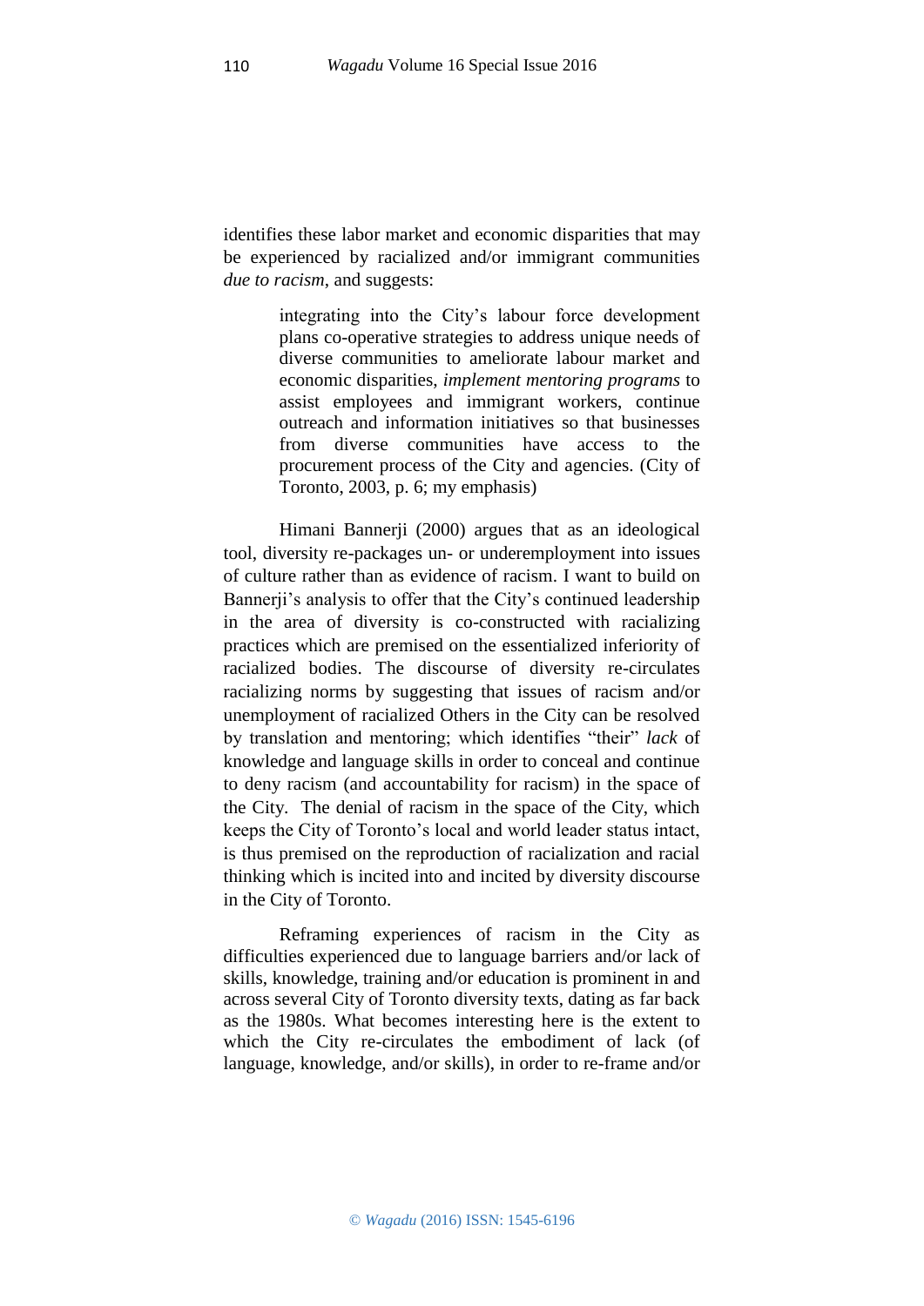identifies these labor market and economic disparities that may be experienced by racialized and/or immigrant communities *due to racism*, and suggests:

> integrating into the City's labour force development plans co-operative strategies to address unique needs of diverse communities to ameliorate labour market and economic disparities, *implement mentoring programs* to assist employees and immigrant workers, continue outreach and information initiatives so that businesses from diverse communities have access to the procurement process of the City and agencies. (City of Toronto, 2003, p. 6; my emphasis)

Himani Bannerji (2000) argues that as an ideological tool, diversity re-packages un- or underemployment into issues of culture rather than as evidence of racism. I want to build on Bannerji's analysis to offer that the City's continued leadership in the area of diversity is co-constructed with racializing practices which are premised on the essentialized inferiority of racialized bodies. The discourse of diversity re-circulates racializing norms by suggesting that issues of racism and/or unemployment of racialized Others in the City can be resolved by translation and mentoring; which identifies "their" *lack* of knowledge and language skills in order to conceal and continue to deny racism (and accountability for racism) in the space of the City. The denial of racism in the space of the City, which keeps the City of Toronto's local and world leader status intact, is thus premised on the reproduction of racialization and racial thinking which is incited into and incited by diversity discourse in the City of Toronto.

Reframing experiences of racism in the City as difficulties experienced due to language barriers and/or lack of skills, knowledge, training and/or education is prominent in and across several City of Toronto diversity texts, dating as far back as the 1980s. What becomes interesting here is the extent to which the City re-circulates the embodiment of lack (of language, knowledge, and/or skills), in order to re-frame and/or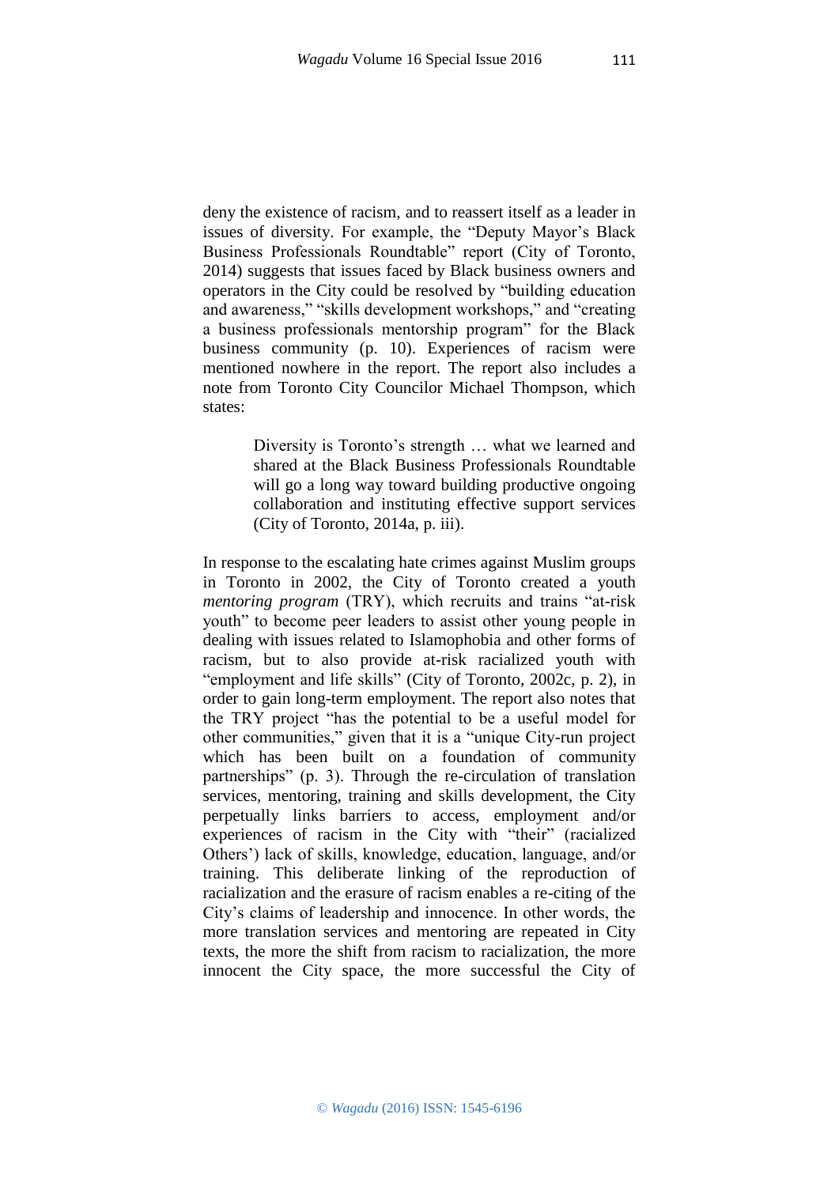deny the existence of racism, and to reassert itself as a leader in issues of diversity. For example, the "Deputy Mayor's Black Business Professionals Roundtable" report (City of Toronto, 2014) suggests that issues faced by Black business owners and operators in the City could be resolved by "building education and awareness," "skills development workshops," and "creating a business professionals mentorship program" for the Black business community (p. 10). Experiences of racism were mentioned nowhere in the report. The report also includes a note from Toronto City Councilor Michael Thompson, which states:

> Diversity is Toronto's strength … what we learned and shared at the Black Business Professionals Roundtable will go a long way toward building productive ongoing collaboration and instituting effective support services (City of Toronto, 2014a, p. iii).

In response to the escalating hate crimes against Muslim groups in Toronto in 2002, the City of Toronto created a youth *mentoring program* (TRY), which recruits and trains "at-risk youth" to become peer leaders to assist other young people in dealing with issues related to Islamophobia and other forms of racism, but to also provide at-risk racialized youth with "employment and life skills" (City of Toronto, 2002c, p. 2), in order to gain long-term employment. The report also notes that the TRY project "has the potential to be a useful model for other communities," given that it is a "unique City-run project which has been built on a foundation of community partnerships" (p. 3). Through the re-circulation of translation services, mentoring, training and skills development, the City perpetually links barriers to access, employment and/or experiences of racism in the City with "their" (racialized Others') lack of skills, knowledge, education, language, and/or training. This deliberate linking of the reproduction of racialization and the erasure of racism enables a re-citing of the City's claims of leadership and innocence. In other words, the more translation services and mentoring are repeated in City texts, the more the shift from racism to racialization, the more innocent the City space, the more successful the City of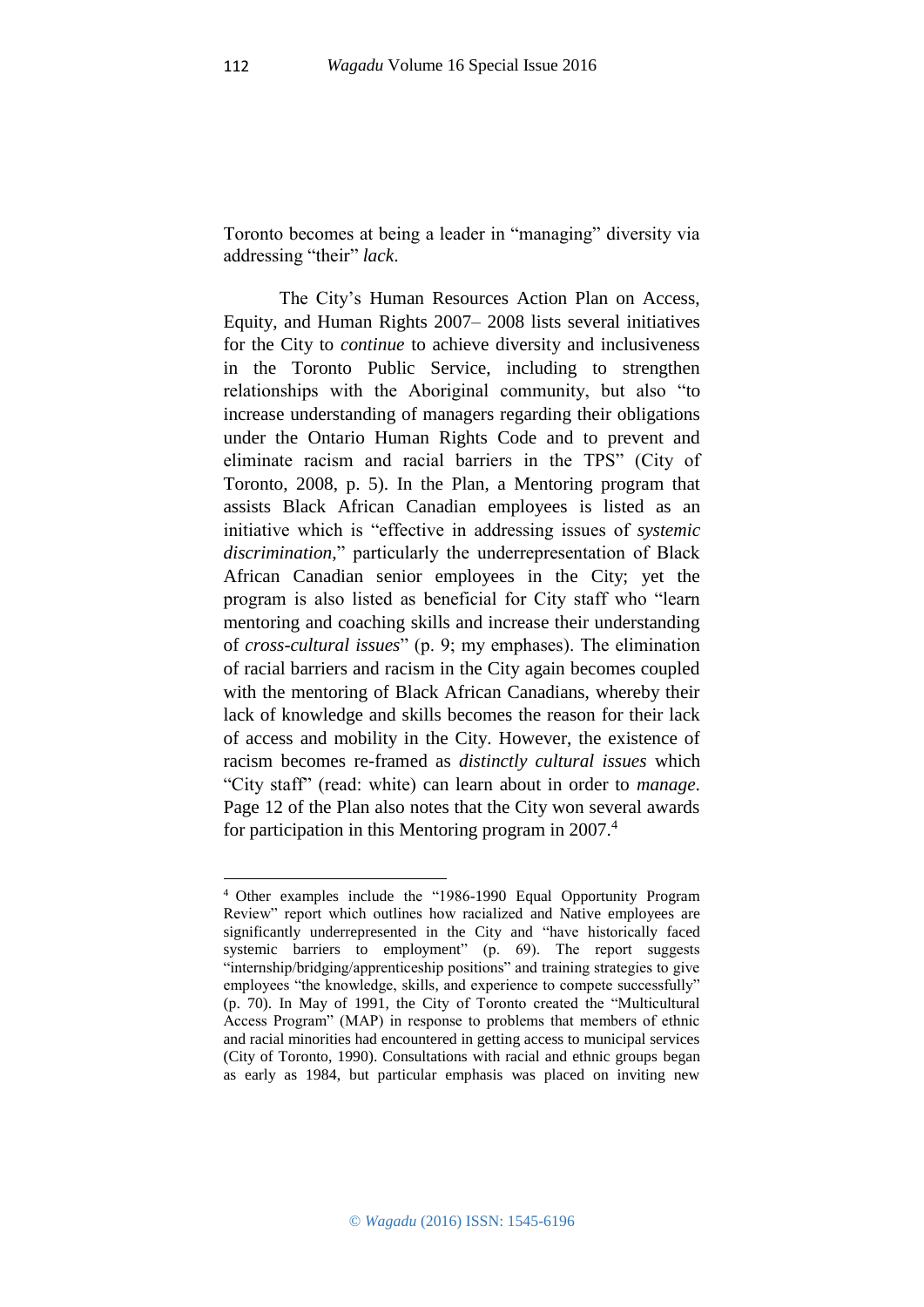Toronto becomes at being a leader in "managing" diversity via addressing "their" *lack*.

The City's Human Resources Action Plan on Access, Equity, and Human Rights 2007– 2008 lists several initiatives for the City to *continue* to achieve diversity and inclusiveness in the Toronto Public Service, including to strengthen relationships with the Aboriginal community, but also "to increase understanding of managers regarding their obligations under the Ontario Human Rights Code and to prevent and eliminate racism and racial barriers in the TPS" (City of Toronto, 2008, p. 5). In the Plan, a Mentoring program that assists Black African Canadian employees is listed as an initiative which is "effective in addressing issues of *systemic discrimination*," particularly the underrepresentation of Black African Canadian senior employees in the City; yet the program is also listed as beneficial for City staff who "learn mentoring and coaching skills and increase their understanding of *cross-cultural issues*" (p. 9; my emphases). The elimination of racial barriers and racism in the City again becomes coupled with the mentoring of Black African Canadians, whereby their lack of knowledge and skills becomes the reason for their lack of access and mobility in the City. However, the existence of racism becomes re-framed as *distinctly cultural issues* which "City staff" (read: white) can learn about in order to *manage*. Page 12 of the Plan also notes that the City won several awards for participation in this Mentoring program in 2007.[4]

---

[4] Other examples include the "1986-1990 Equal Opportunity Program Review" report which outlines how racialized and Native employees are significantly underrepresented in the City and "have historically faced systemic barriers to employment" (p. 69). The report suggests "internship/bridging/apprenticeship positions" and training strategies to give employees "the knowledge, skills, and experience to compete successfully" (p. 70). In May of 1991, the City of Toronto created the "Multicultural Access Program" (MAP) in response to problems that members of ethnic and racial minorities had encountered in getting access to municipal services (City of Toronto, 1990). Consultations with racial and ethnic groups began as early as 1984, but particular emphasis was placed on inviting new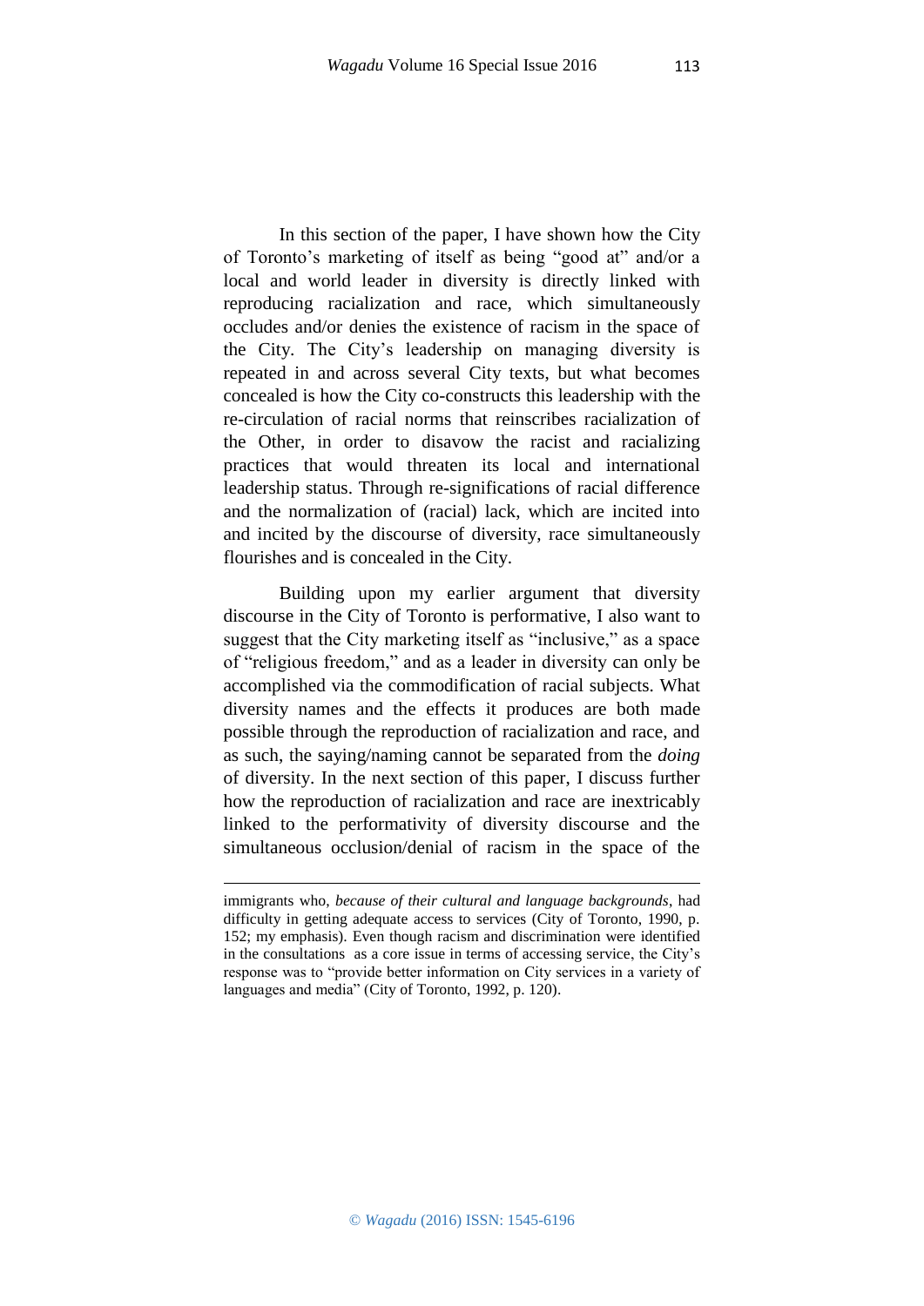In this section of the paper, I have shown how the City of Toronto's marketing of itself as being "good at" and/or a local and world leader in diversity is directly linked with reproducing racialization and race, which simultaneously occludes and/or denies the existence of racism in the space of the City. The City's leadership on managing diversity is repeated in and across several City texts, but what becomes concealed is how the City co-constructs this leadership with the re-circulation of racial norms that reinscribes racialization of the Other, in order to disavow the racist and racializing practices that would threaten its local and international leadership status. Through re-significations of racial difference and the normalization of (racial) lack, which are incited into and incited by the discourse of diversity, race simultaneously flourishes and is concealed in the City.

Building upon my earlier argument that diversity discourse in the City of Toronto is performative, I also want to suggest that the City marketing itself as "inclusive," as a space of "religious freedom," and as a leader in diversity can only be accomplished via the commodification of racial subjects. What diversity names and the effects it produces are both made possible through the reproduction of racialization and race, and as such, the saying/naming cannot be separated from the *doing* of diversity. In the next section of this paper, I discuss further how the reproduction of racialization and race are inextricably linked to the performativity of diversity discourse and the simultaneous occlusion/denial of racism in the space of the

---

immigrants who, *because of their cultural and language backgrounds*, had difficulty in getting adequate access to services (City of Toronto, 1990, p. 152; my emphasis). Even though racism and discrimination were identified in the consultations as a core issue in terms of accessing service, the City's response was to "provide better information on City services in a variety of languages and media" (City of Toronto, 1992, p. 120).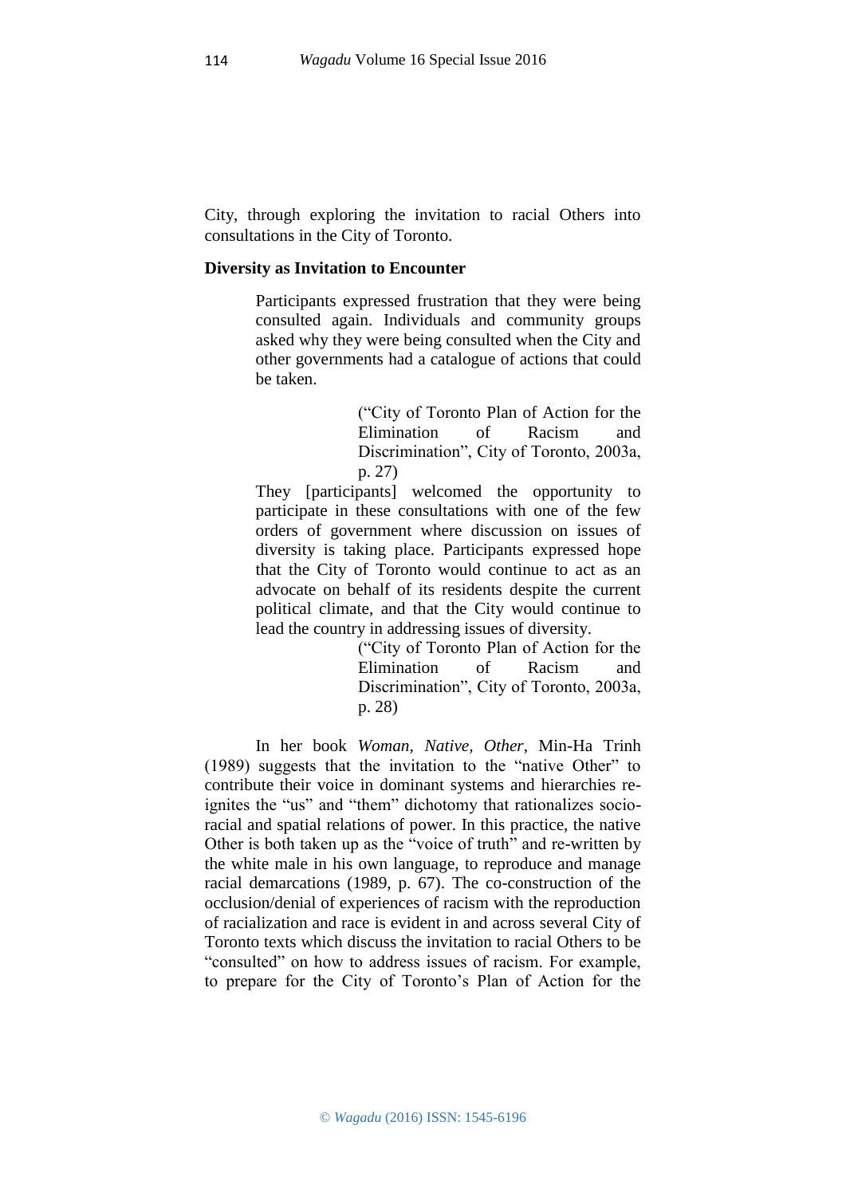City, through exploring the invitation to racial Others into consultations in the City of Toronto.

**Diversity as Invitation to Encounter**

> Participants expressed frustration that they were being consulted again. Individuals and community groups asked why they were being consulted when the City and other governments had a catalogue of actions that could be taken.
>
> (“City of Toronto Plan of Action for the Elimination of Racism and Discrimination”, City of Toronto, 2003a, p. 27)

> They [participants] welcomed the opportunity to participate in these consultations with one of the few orders of government where discussion on issues of diversity is taking place. Participants expressed hope that the City of Toronto would continue to act as an advocate on behalf of its residents despite the current political climate, and that the City would continue to lead the country in addressing issues of diversity.
>
> (“City of Toronto Plan of Action for the Elimination of Racism and Discrimination”, City of Toronto, 2003a, p. 28)

In her book *Woman, Native, Other*, Min-Ha Trinh (1989) suggests that the invitation to the “native Other” to contribute their voice in dominant systems and hierarchies re-ignites the “us” and “them” dichotomy that rationalizes socio-racial and spatial relations of power. In this practice, the native Other is both taken up as the “voice of truth” and re-written by the white male in his own language, to reproduce and manage racial demarcations (1989, p. 67). The co-construction of the occlusion/denial of experiences of racism with the reproduction of racialization and race is evident in and across several City of Toronto texts which discuss the invitation to racial Others to be “consulted” on how to address issues of racism. For example, to prepare for the City of Toronto’s Plan of Action for the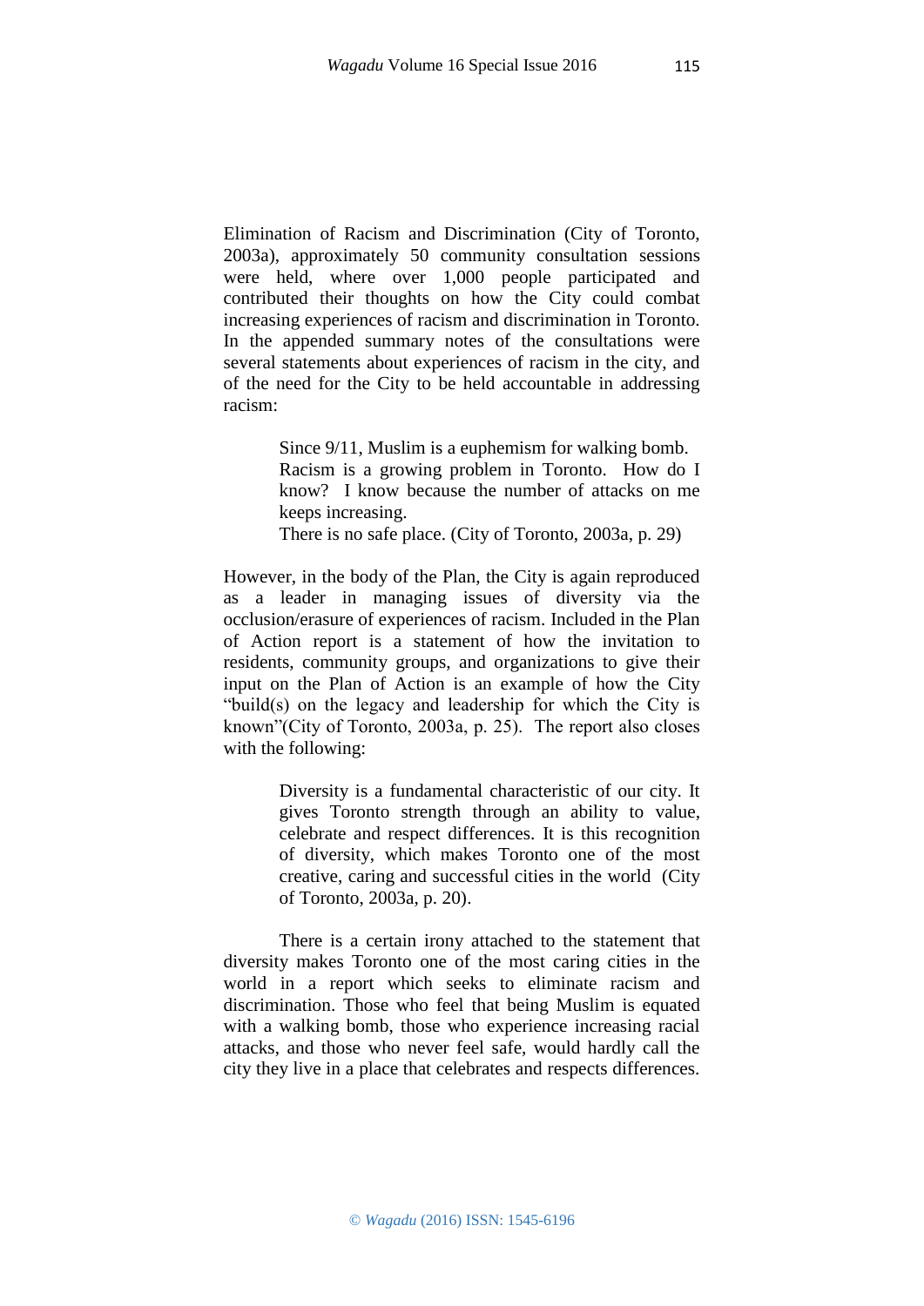Elimination of Racism and Discrimination (City of Toronto, 2003a), approximately 50 community consultation sessions were held, where over 1,000 people participated and contributed their thoughts on how the City could combat increasing experiences of racism and discrimination in Toronto. In the appended summary notes of the consultations were several statements about experiences of racism in the city, and of the need for the City to be held accountable in addressing racism:

> Since 9/11, Muslim is a euphemism for walking bomb.
> Racism is a growing problem in Toronto. How do I know? I know because the number of attacks on me keeps increasing.
> There is no safe place. (City of Toronto, 2003a, p. 29)

However, in the body of the Plan, the City is again reproduced as a leader in managing issues of diversity via the occlusion/erasure of experiences of racism. Included in the Plan of Action report is a statement of how the invitation to residents, community groups, and organizations to give their input on the Plan of Action is an example of how the City "build(s) on the legacy and leadership for which the City is known"(City of Toronto, 2003a, p. 25). The report also closes with the following:

> Diversity is a fundamental characteristic of our city. It gives Toronto strength through an ability to value, celebrate and respect differences. It is this recognition of diversity, which makes Toronto one of the most creative, caring and successful cities in the world (City of Toronto, 2003a, p. 20).

There is a certain irony attached to the statement that diversity makes Toronto one of the most caring cities in the world in a report which seeks to eliminate racism and discrimination. Those who feel that being Muslim is equated with a walking bomb, those who experience increasing racial attacks, and those who never feel safe, would hardly call the city they live in a place that celebrates and respects differences.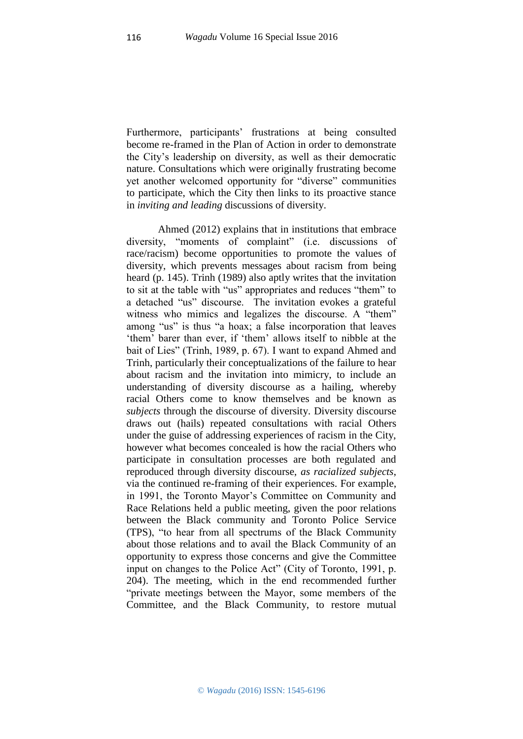Furthermore, participants' frustrations at being consulted become re-framed in the Plan of Action in order to demonstrate the City's leadership on diversity, as well as their democratic nature. Consultations which were originally frustrating become yet another welcomed opportunity for "diverse" communities to participate, which the City then links to its proactive stance in *inviting and leading* discussions of diversity.

Ahmed (2012) explains that in institutions that embrace diversity, "moments of complaint" (i.e. discussions of race/racism) become opportunities to promote the values of diversity, which prevents messages about racism from being heard (p. 145). Trinh (1989) also aptly writes that the invitation to sit at the table with "us" appropriates and reduces "them" to a detached "us" discourse. The invitation evokes a grateful witness who mimics and legalizes the discourse. A "them" among "us" is thus "a hoax; a false incorporation that leaves 'them' barer than ever, if 'them' allows itself to nibble at the bait of Lies" (Trinh, 1989, p. 67). I want to expand Ahmed and Trinh, particularly their conceptualizations of the failure to hear about racism and the invitation into mimicry, to include an understanding of diversity discourse as a hailing, whereby racial Others come to know themselves and be known as *subjects* through the discourse of diversity. Diversity discourse draws out (hails) repeated consultations with racial Others under the guise of addressing experiences of racism in the City, however what becomes concealed is how the racial Others who participate in consultation processes are both regulated and reproduced through diversity discourse, *as racialized subjects*, via the continued re-framing of their experiences. For example, in 1991, the Toronto Mayor's Committee on Community and Race Relations held a public meeting, given the poor relations between the Black community and Toronto Police Service (TPS), "to hear from all spectrums of the Black Community about those relations and to avail the Black Community of an opportunity to express those concerns and give the Committee input on changes to the Police Act" (City of Toronto, 1991, p. 204). The meeting, which in the end recommended further "private meetings between the Mayor, some members of the Committee, and the Black Community, to restore mutual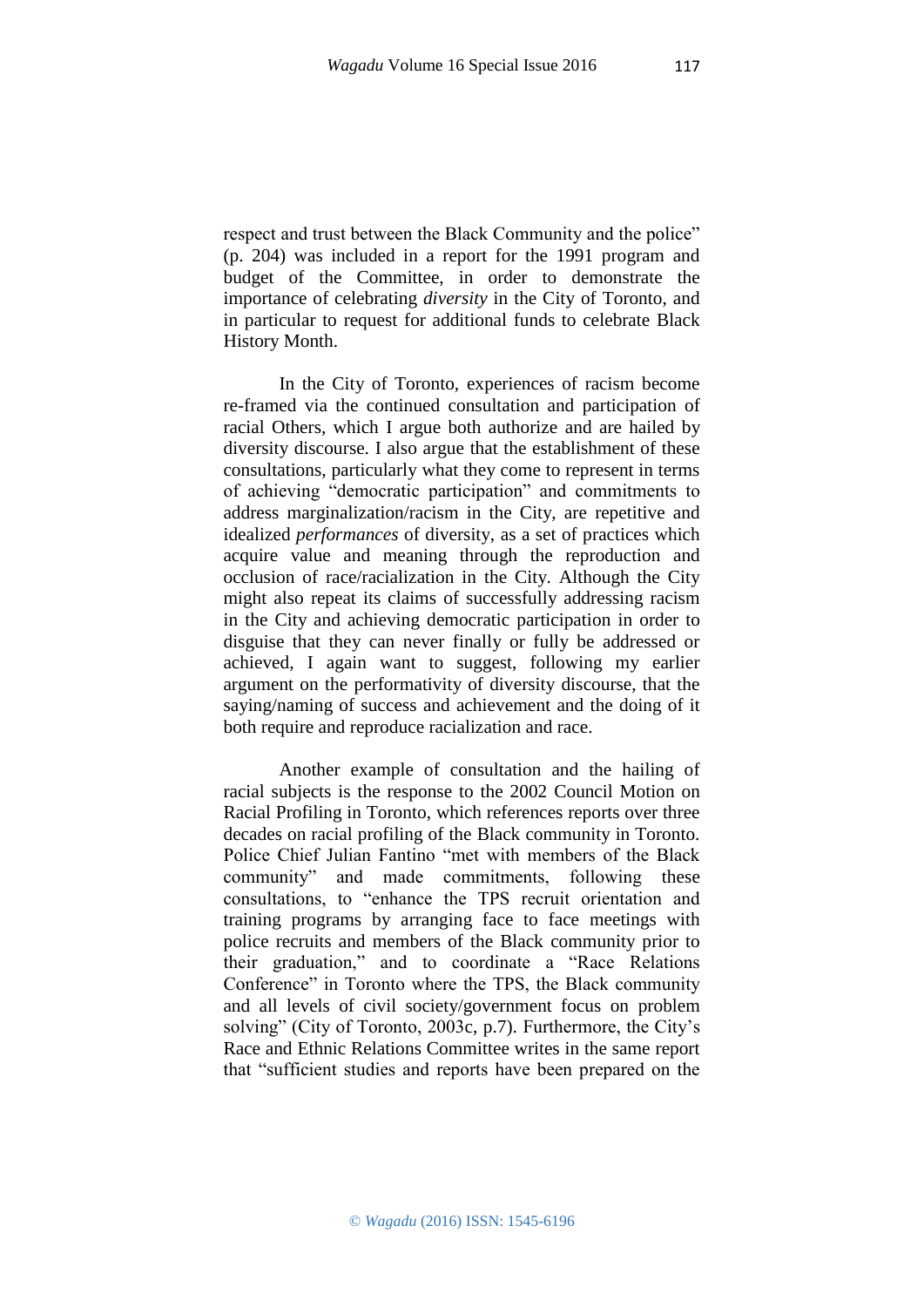respect and trust between the Black Community and the police" (p. 204) was included in a report for the 1991 program and budget of the Committee, in order to demonstrate the importance of celebrating *diversity* in the City of Toronto, and in particular to request for additional funds to celebrate Black History Month.

In the City of Toronto, experiences of racism become re-framed via the continued consultation and participation of racial Others, which I argue both authorize and are hailed by diversity discourse. I also argue that the establishment of these consultations, particularly what they come to represent in terms of achieving "democratic participation" and commitments to address marginalization/racism in the City, are repetitive and idealized *performances* of diversity, as a set of practices which acquire value and meaning through the reproduction and occlusion of race/racialization in the City. Although the City might also repeat its claims of successfully addressing racism in the City and achieving democratic participation in order to disguise that they can never finally or fully be addressed or achieved, I again want to suggest, following my earlier argument on the performativity of diversity discourse, that the saying/naming of success and achievement and the doing of it both require and reproduce racialization and race.

Another example of consultation and the hailing of racial subjects is the response to the 2002 Council Motion on Racial Profiling in Toronto, which references reports over three decades on racial profiling of the Black community in Toronto. Police Chief Julian Fantino "met with members of the Black community" and made commitments, following these consultations, to "enhance the TPS recruit orientation and training programs by arranging face to face meetings with police recruits and members of the Black community prior to their graduation," and to coordinate a "Race Relations Conference" in Toronto where the TPS, the Black community and all levels of civil society/government focus on problem solving" (City of Toronto, 2003c, p.7). Furthermore, the City's Race and Ethnic Relations Committee writes in the same report that "sufficient studies and reports have been prepared on the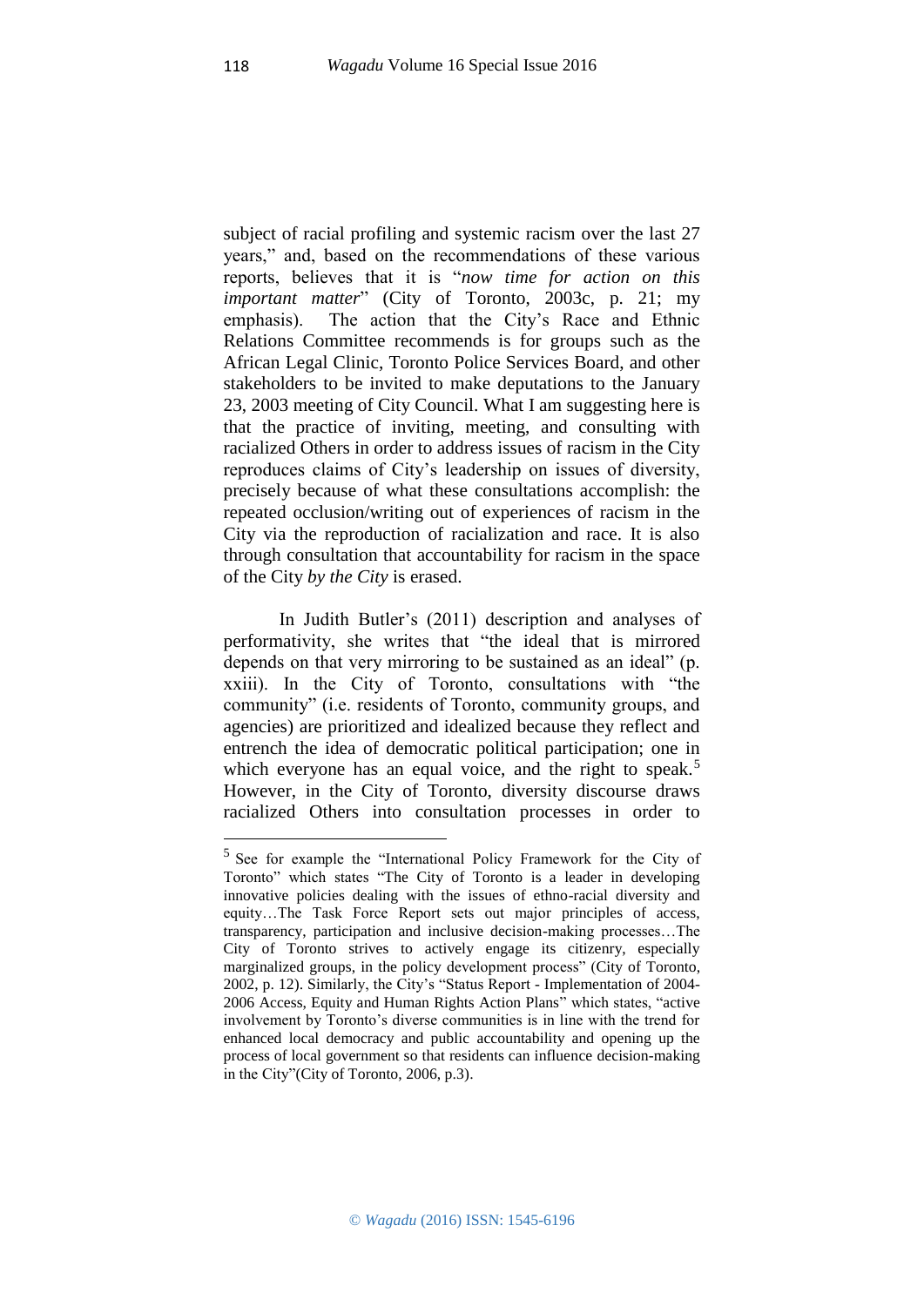subject of racial profiling and systemic racism over the last 27 years," and, based on the recommendations of these various reports, believes that it is "*now time for action on this important matter*" (City of Toronto, 2003c, p. 21; my emphasis). The action that the City's Race and Ethnic Relations Committee recommends is for groups such as the African Legal Clinic, Toronto Police Services Board, and other stakeholders to be invited to make deputations to the January 23, 2003 meeting of City Council. What I am suggesting here is that the practice of inviting, meeting, and consulting with racialized Others in order to address issues of racism in the City reproduces claims of City's leadership on issues of diversity, precisely because of what these consultations accomplish: the repeated occlusion/writing out of experiences of racism in the City via the reproduction of racialization and race. It is also through consultation that accountability for racism in the space of the City *by the City* is erased.

In Judith Butler's (2011) description and analyses of performativity, she writes that "the ideal that is mirrored depends on that very mirroring to be sustained as an ideal" (p. xxiii). In the City of Toronto, consultations with "the community" (i.e. residents of Toronto, community groups, and agencies) are prioritized and idealized because they reflect and entrench the idea of democratic political participation; one in which everyone has an equal voice, and the right to speak.[5] However, in the City of Toronto, diversity discourse draws racialized Others into consultation processes in order to

[5] See for example the "International Policy Framework for the City of Toronto" which states "The City of Toronto is a leader in developing innovative policies dealing with the issues of ethno-racial diversity and equity…The Task Force Report sets out major principles of access, transparency, participation and inclusive decision-making processes…The City of Toronto strives to actively engage its citizenry, especially marginalized groups, in the policy development process" (City of Toronto, 2002, p. 12). Similarly, the City's "Status Report - Implementation of 2004-2006 Access, Equity and Human Rights Action Plans" which states, "active involvement by Toronto's diverse communities is in line with the trend for enhanced local democracy and public accountability and opening up the process of local government so that residents can influence decision-making in the City"(City of Toronto, 2006, p.3).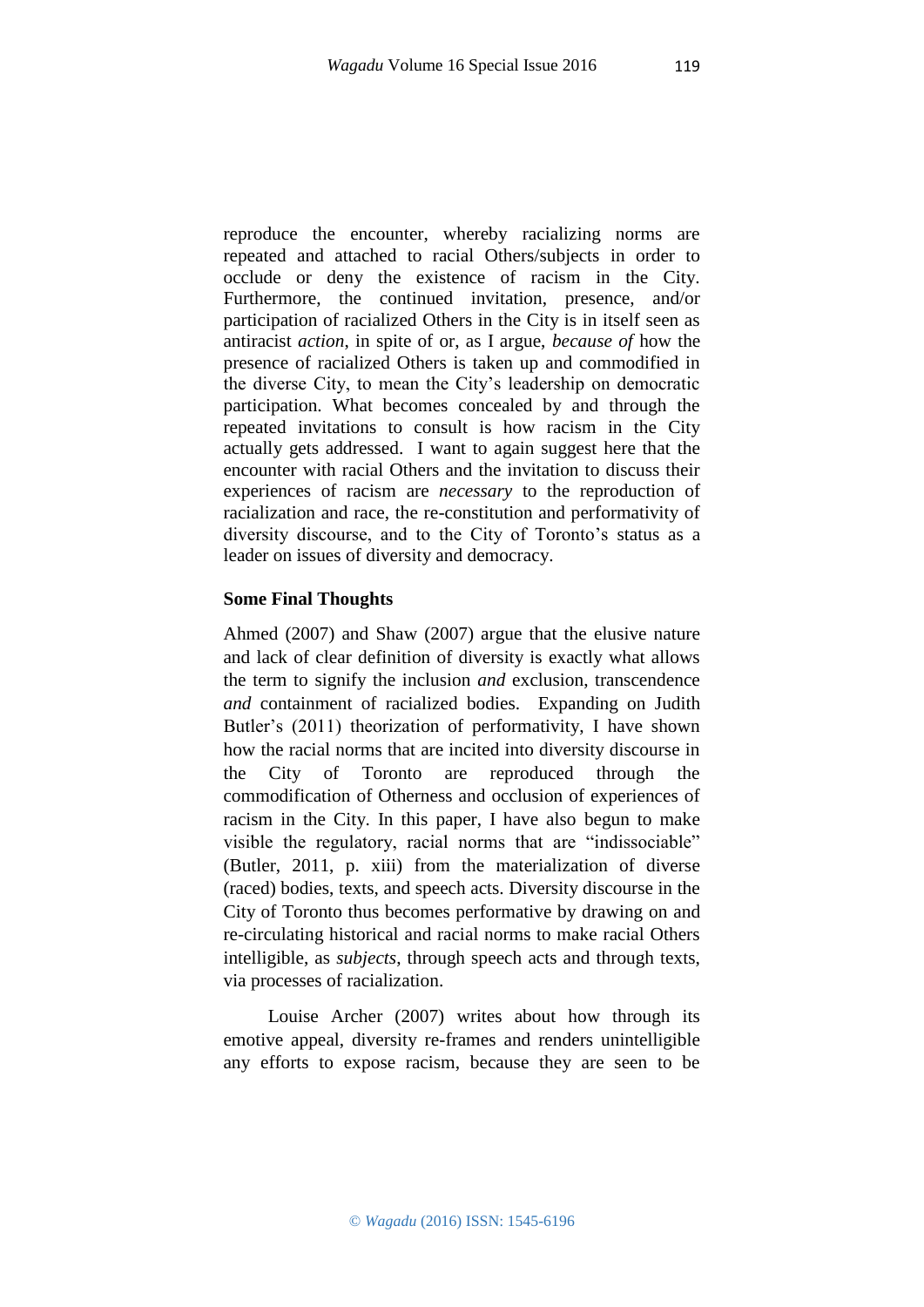reproduce the encounter, whereby racializing norms are repeated and attached to racial Others/subjects in order to occlude or deny the existence of racism in the City. Furthermore, the continued invitation, presence, and/or participation of racialized Others in the City is in itself seen as antiracist *action*, in spite of or, as I argue, *because of* how the presence of racialized Others is taken up and commodified in the diverse City, to mean the City's leadership on democratic participation. What becomes concealed by and through the repeated invitations to consult is how racism in the City actually gets addressed. I want to again suggest here that the encounter with racial Others and the invitation to discuss their experiences of racism are *necessary* to the reproduction of racialization and race, the re-constitution and performativity of diversity discourse, and to the City of Toronto's status as a leader on issues of diversity and democracy.

### Some Final Thoughts

Ahmed (2007) and Shaw (2007) argue that the elusive nature and lack of clear definition of diversity is exactly what allows the term to signify the inclusion *and* exclusion, transcendence *and* containment of racialized bodies. Expanding on Judith Butler's (2011) theorization of performativity, I have shown how the racial norms that are incited into diversity discourse in the City of Toronto are reproduced through the commodification of Otherness and occlusion of experiences of racism in the City. In this paper, I have also begun to make visible the regulatory, racial norms that are "indissociable" (Butler, 2011, p. xiii) from the materialization of diverse (raced) bodies, texts, and speech acts. Diversity discourse in the City of Toronto thus becomes performative by drawing on and re-circulating historical and racial norms to make racial Others intelligible, as *subjects*, through speech acts and through texts, via processes of racialization.

Louise Archer (2007) writes about how through its emotive appeal, diversity re-frames and renders unintelligible any efforts to expose racism, because they are seen to be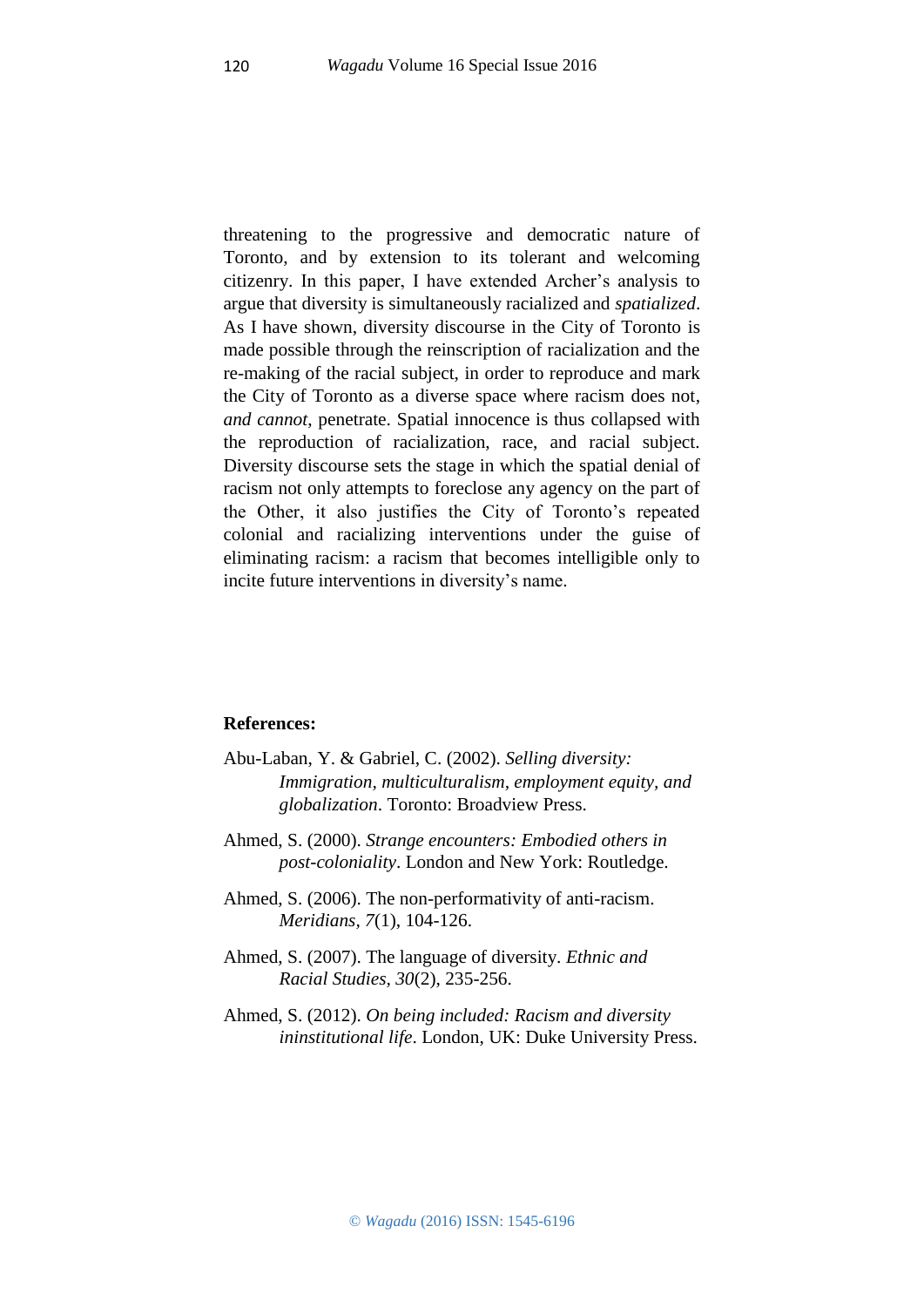threatening to the progressive and democratic nature of Toronto, and by extension to its tolerant and welcoming citizenry. In this paper, I have extended Archer's analysis to argue that diversity is simultaneously racialized and *spatialized*. As I have shown, diversity discourse in the City of Toronto is made possible through the reinscription of racialization and the re-making of the racial subject, in order to reproduce and mark the City of Toronto as a diverse space where racism does not, *and cannot*, penetrate. Spatial innocence is thus collapsed with the reproduction of racialization, race, and racial subject. Diversity discourse sets the stage in which the spatial denial of racism not only attempts to foreclose any agency on the part of the Other, it also justifies the City of Toronto's repeated colonial and racializing interventions under the guise of eliminating racism: a racism that becomes intelligible only to incite future interventions in diversity's name.

**References:**

Abu-Laban, Y. & Gabriel, C. (2002). *Selling diversity: Immigration, multiculturalism, employment equity, and globalization*. Toronto: Broadview Press.

Ahmed, S. (2000). *Strange encounters: Embodied others in post-coloniality*. London and New York: Routledge.

Ahmed, S. (2006). The non-performativity of anti-racism. *Meridians, 7*(1), 104-126.

Ahmed, S. (2007). The language of diversity. *Ethnic and Racial Studies, 30*(2), 235-256.

Ahmed, S. (2012). *On being included: Racism and diversity ininstitutional life*. London, UK: Duke University Press.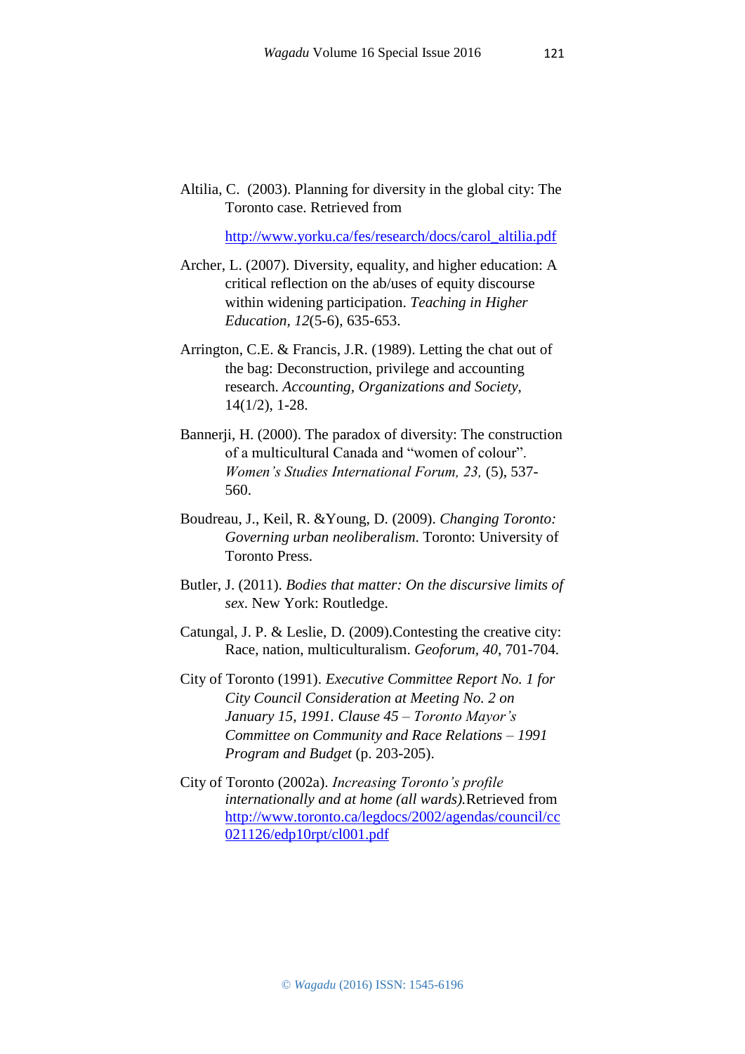Altilia, C. (2003). Planning for diversity in the global city: The Toronto case. Retrieved from

http://www.yorku.ca/fes/research/docs/carol_altilia.pdf

Archer, L. (2007). Diversity, equality, and higher education: A critical reflection on the ab/uses of equity discourse within widening participation. *Teaching in Higher Education, 12*(5-6), 635-653.

Arrington, C.E. & Francis, J.R. (1989). Letting the chat out of the bag: Deconstruction, privilege and accounting research. *Accounting, Organizations and Society,* 14(1/2), 1-28.

Bannerji, H. (2000). The paradox of diversity: The construction of a multicultural Canada and "women of colour". *Women's Studies International Forum, 23,* (5), 537-560.

Boudreau, J., Keil, R. &Young, D. (2009). *Changing Toronto: Governing urban neoliberalism.* Toronto: University of Toronto Press.

Butler, J. (2011). *Bodies that matter: On the discursive limits of sex.* New York: Routledge.

Catungal, J. P. & Leslie, D. (2009).Contesting the creative city: Race, nation, multiculturalism. *Geoforum, 40*, 701-704.

City of Toronto (1991). *Executive Committee Report No. 1 for City Council Consideration at Meeting No. 2 on January 15, 1991. Clause 45 – Toronto Mayor's Committee on Community and Race Relations – 1991 Program and Budget* (p. 203-205).

City of Toronto (2002a). *Increasing Toronto's profile internationally and at home (all wards).*Retrieved from http://www.toronto.ca/legdocs/2002/agendas/council/cc021126/edp10rpt/cl001.pdf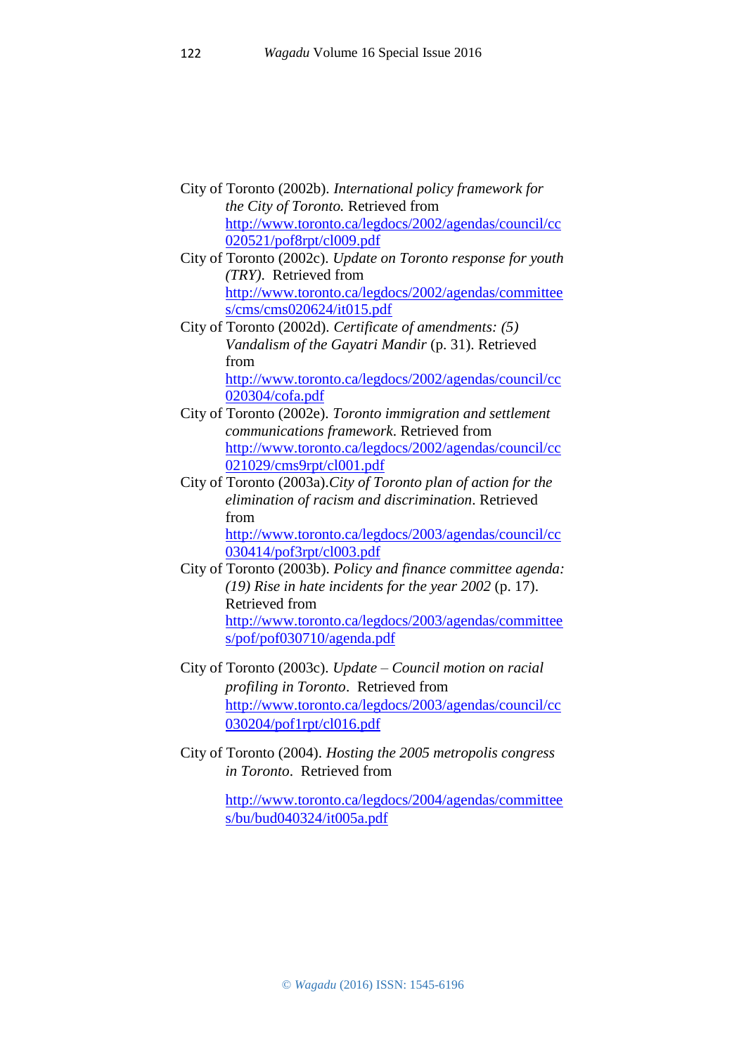City of Toronto (2002b). *International policy framework for the City of Toronto.* Retrieved from http://www.toronto.ca/legdocs/2002/agendas/council/cc020521/pof8rpt/cl009.pdf

City of Toronto (2002c). *Update on Toronto response for youth (TRY)*. Retrieved from http://www.toronto.ca/legdocs/2002/agendas/committees/cms/cms020624/it015.pdf

City of Toronto (2002d). *Certificate of amendments: (5) Vandalism of the Gayatri Mandir* (p. 31). Retrieved from http://www.toronto.ca/legdocs/2002/agendas/council/cc020304/cofa.pdf

City of Toronto (2002e). *Toronto immigration and settlement communications framework*. Retrieved from http://www.toronto.ca/legdocs/2002/agendas/council/cc021029/cms9rpt/cl001.pdf

City of Toronto (2003a).*City of Toronto plan of action for the elimination of racism and discrimination*. Retrieved from http://www.toronto.ca/legdocs/2003/agendas/council/cc030414/pof3rpt/cl003.pdf

City of Toronto (2003b). *Policy and finance committee agenda: (19) Rise in hate incidents for the year 2002* (p. 17). Retrieved from http://www.toronto.ca/legdocs/2003/agendas/committees/pof/pof030710/agenda.pdf

City of Toronto (2003c). *Update – Council motion on racial profiling in Toronto*. Retrieved from http://www.toronto.ca/legdocs/2003/agendas/council/cc030204/pof1rpt/cl016.pdf

City of Toronto (2004). *Hosting the 2005 metropolis congress in Toronto*. Retrieved from

http://www.toronto.ca/legdocs/2004/agendas/committees/bu/bud040324/it005a.pdf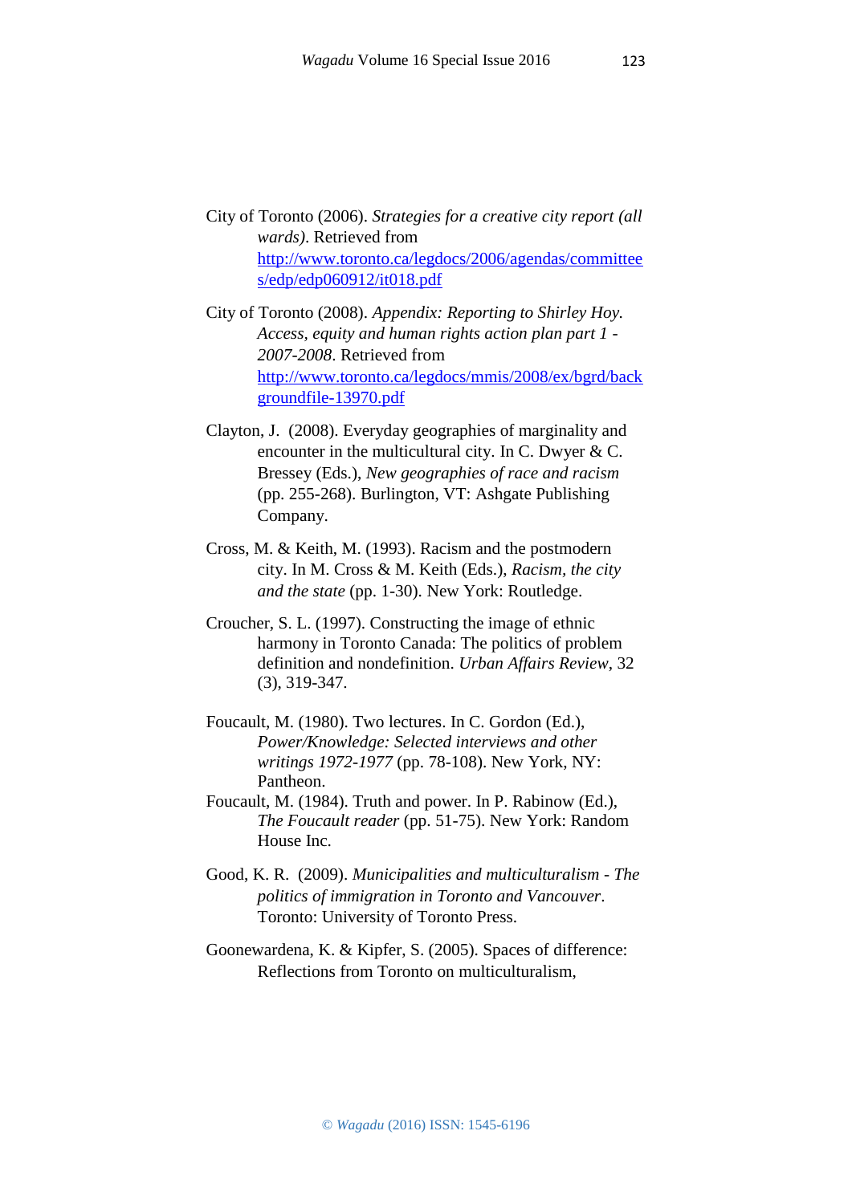City of Toronto (2006). *Strategies for a creative city report (all wards)*. Retrieved from http://www.toronto.ca/legdocs/2006/agendas/committees/edp/edp060912/it018.pdf

City of Toronto (2008). *Appendix: Reporting to Shirley Hoy. Access, equity and human rights action plan part 1 - 2007-2008*. Retrieved from http://www.toronto.ca/legdocs/mmis/2008/ex/bgrd/backgroundfile-13970.pdf

Clayton, J. (2008). Everyday geographies of marginality and encounter in the multicultural city. In C. Dwyer & C. Bressey (Eds.), *New geographies of race and racism* (pp. 255-268). Burlington, VT: Ashgate Publishing Company.

Cross, M. & Keith, M. (1993). Racism and the postmodern city. In M. Cross & M. Keith (Eds.), *Racism, the city and the state* (pp. 1-30). New York: Routledge.

Croucher, S. L. (1997). Constructing the image of ethnic harmony in Toronto Canada: The politics of problem definition and nondefinition. *Urban Affairs Review*, 32 (3), 319-347.

Foucault, M. (1980). Two lectures. In C. Gordon (Ed.), *Power/Knowledge: Selected interviews and other writings 1972-1977* (pp. 78-108). New York, NY: Pantheon.

Foucault, M. (1984). Truth and power. In P. Rabinow (Ed.), *The Foucault reader* (pp. 51-75). New York: Random House Inc.

Good, K. R. (2009). *Municipalities and multiculturalism - The politics of immigration in Toronto and Vancouver*. Toronto: University of Toronto Press.

Goonewardena, K. & Kipfer, S. (2005). Spaces of difference: Reflections from Toronto on multiculturalism,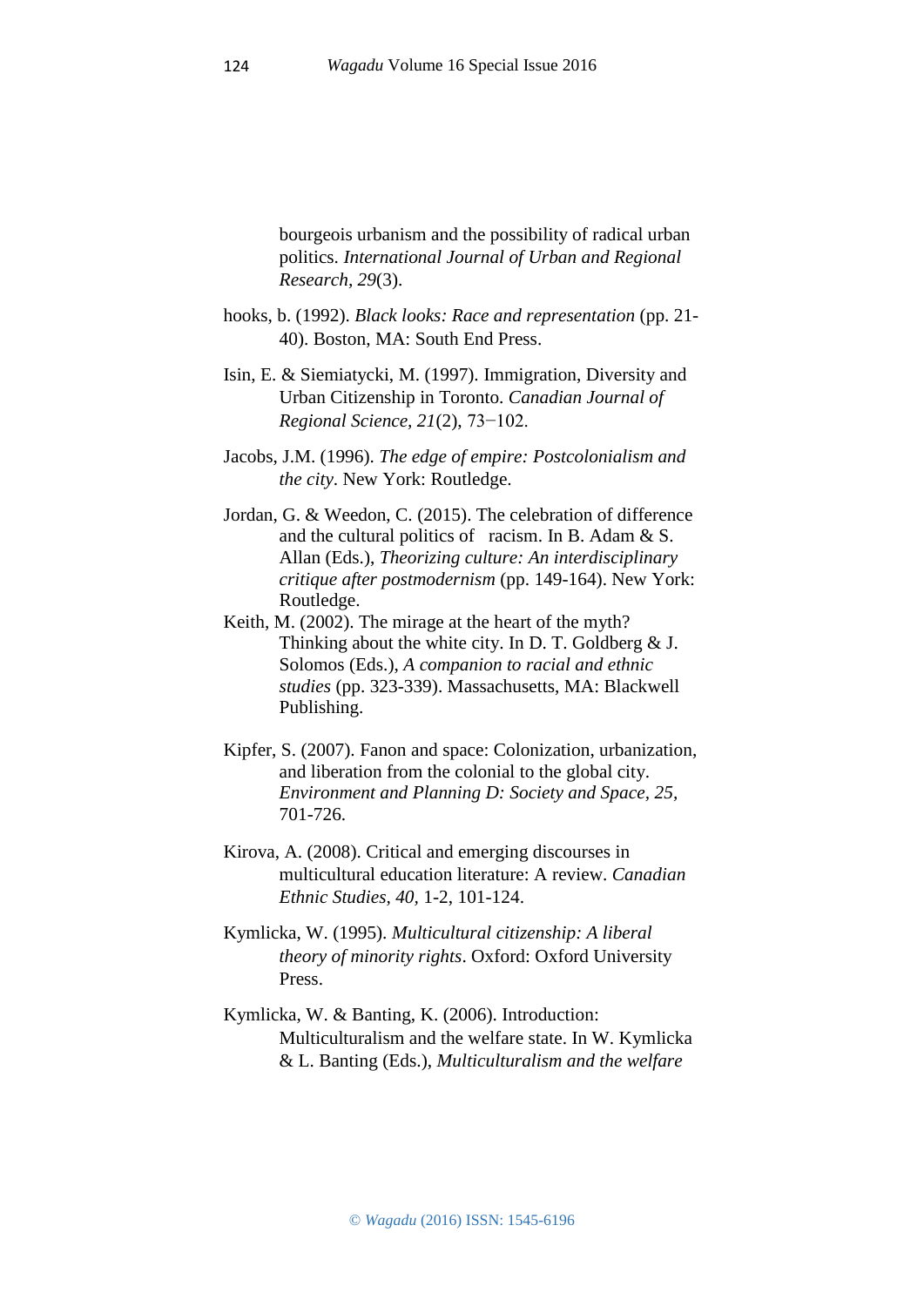bourgeois urbanism and the possibility of radical urban politics. *International Journal of Urban and Regional Research*, *29*(3).

hooks, b. (1992). *Black looks: Race and representation* (pp. 21-40). Boston, MA: South End Press.

Isin, E. & Siemiatycki, M. (1997). Immigration, Diversity and Urban Citizenship in Toronto. *Canadian Journal of Regional Science, 21*(2), 73−102.

Jacobs, J.M. (1996). *The edge of empire: Postcolonialism and the city*. New York: Routledge.

Jordan, G. & Weedon, C. (2015). The celebration of difference and the cultural politics of racism. In B. Adam & S. Allan (Eds.), *Theorizing culture: An interdisciplinary critique after postmodernism* (pp. 149-164). New York: Routledge.

Keith, M. (2002). The mirage at the heart of the myth? Thinking about the white city. In D. T. Goldberg & J. Solomos (Eds.), *A companion to racial and ethnic studies* (pp. 323-339). Massachusetts, MA: Blackwell Publishing.

Kipfer, S. (2007). Fanon and space: Colonization, urbanization, and liberation from the colonial to the global city. *Environment and Planning D: Society and Space, 25*, 701-726.

Kirova, A. (2008). Critical and emerging discourses in multicultural education literature: A review. *Canadian Ethnic Studies*, *40*, 1-2, 101-124.

Kymlicka, W. (1995). *Multicultural citizenship: A liberal theory of minority rights*. Oxford: Oxford University Press.

Kymlicka, W. & Banting, K. (2006). Introduction: Multiculturalism and the welfare state. In W. Kymlicka & L. Banting (Eds.), *Multiculturalism and the welfare*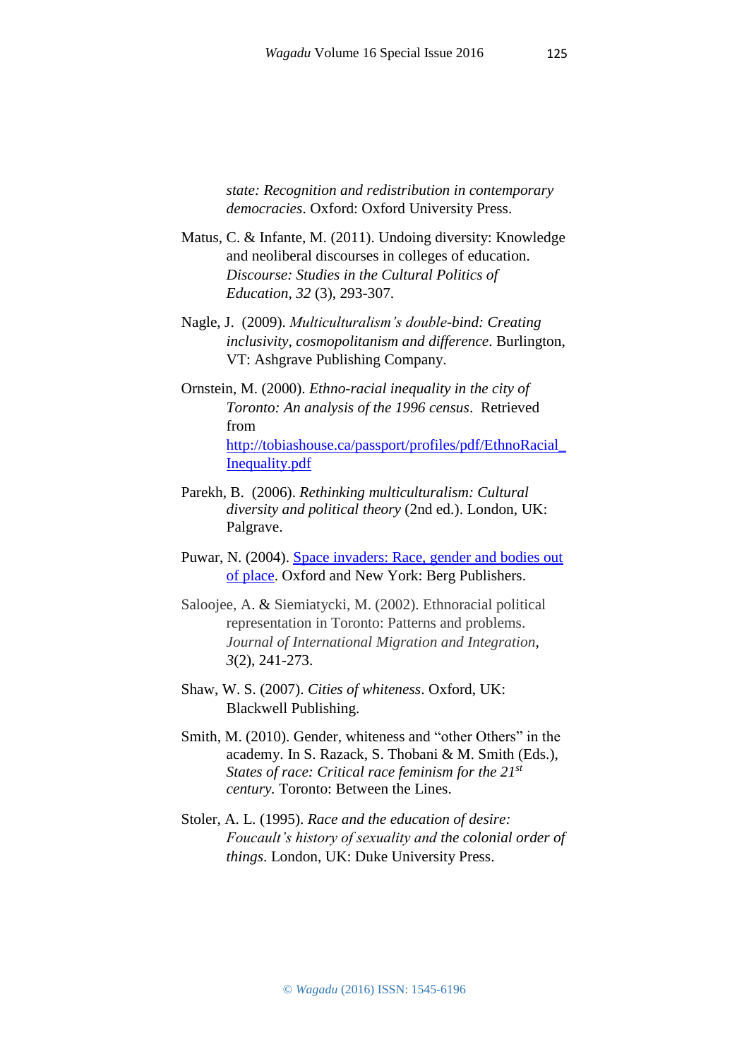*state: Recognition and redistribution in contemporary democracies*. Oxford: Oxford University Press.

Matus, C. & Infante, M. (2011). Undoing diversity: Knowledge and neoliberal discourses in colleges of education. *Discourse: Studies in the Cultural Politics of Education, 32* (3), 293-307.

Nagle, J. (2009). *Multiculturalism's double-bind: Creating inclusivity, cosmopolitanism and difference*. Burlington, VT: Ashgrave Publishing Company.

Ornstein, M. (2000). *Ethno-racial inequality in the city of Toronto: An analysis of the 1996 census*. Retrieved from http://tobiashouse.ca/passport/profiles/pdf/EthnoRacial_Inequality.pdf

Parekh, B. (2006). *Rethinking multiculturalism: Cultural diversity and political theory* (2nd ed.). London, UK: Palgrave.

Puwar, N. (2004). Space invaders: Race, gender and bodies out of place. Oxford and New York: Berg Publishers.

Saloojee, A. & Siemiatycki, M. (2002). Ethnoracial political representation in Toronto: Patterns and problems. *Journal of International Migration and Integration, 3*(2), 241-273.

Shaw, W. S. (2007). *Cities of whiteness*. Oxford, UK: Blackwell Publishing.

Smith, M. (2010). Gender, whiteness and "other Others" in the academy. In S. Razack, S. Thobani & M. Smith (Eds.), *States of race: Critical race feminism for the 21st century*. Toronto: Between the Lines.

Stoler, A. L. (1995). *Race and the education of desire: Foucault's history of sexuality and the colonial order of things*. London, UK: Duke University Press.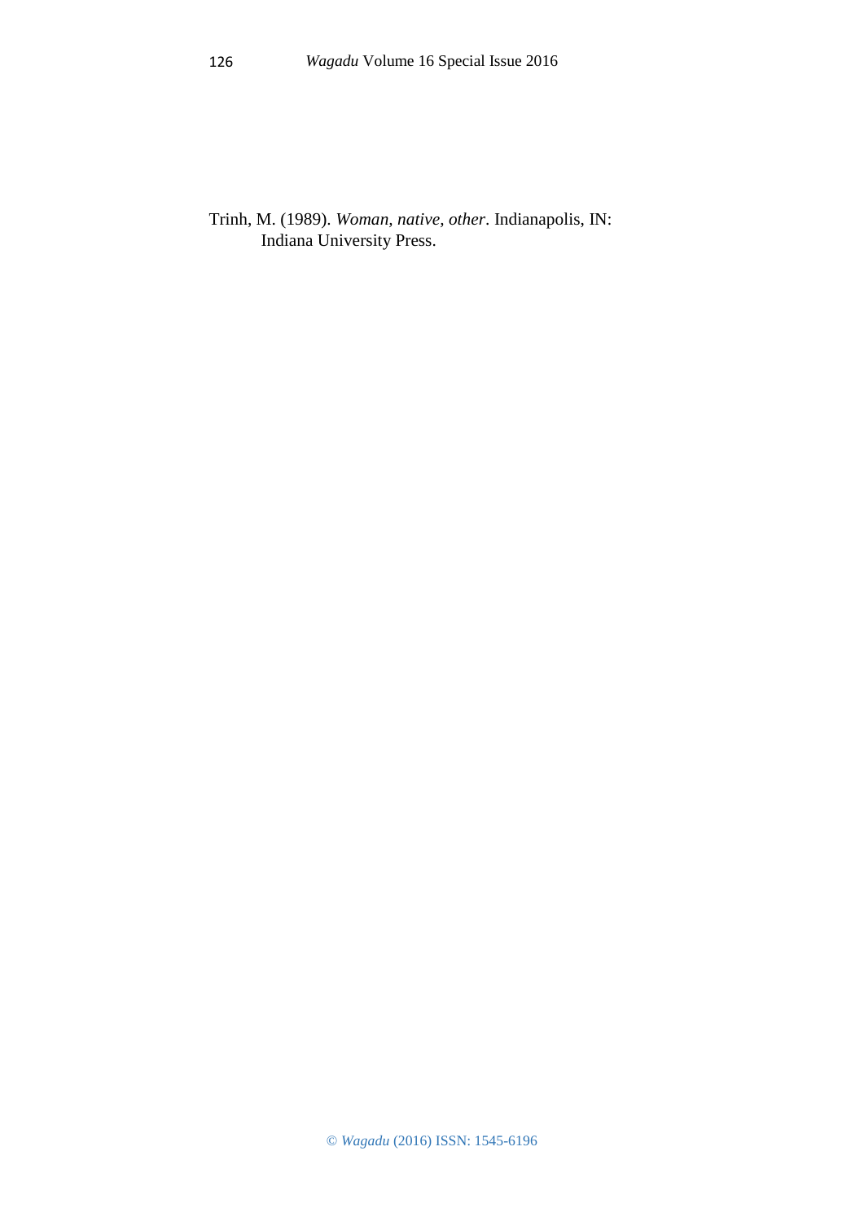Trinh, M. (1989). *Woman, native, other*. Indianapolis, IN: Indiana University Press.